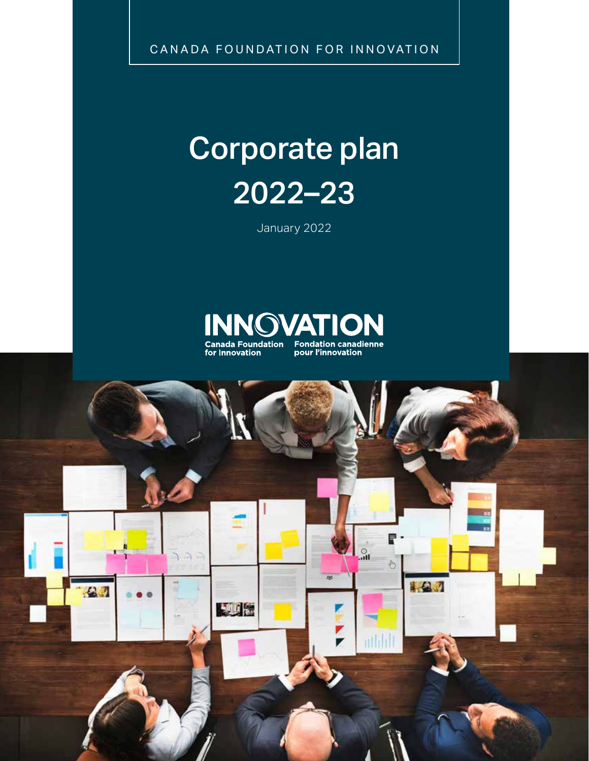CANADA FOUNDATION FOR INNOVATION

# Corporate plan 2022–23

January 2022

INNOVATION

Canada Foundation for Innovation

Fondation canadienne pour l'innovation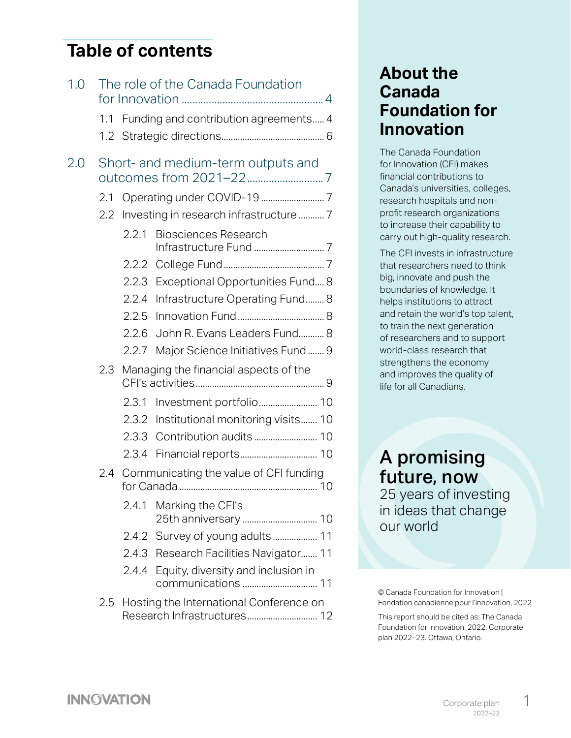# Table of contents

1.0 The role of the Canada Foundation for Innovation .... 4

- 1.1 Funding and contribution agreements ..... 4
- 1.2 Strategic directions .... 6

2.0 Short- and medium-term outputs and outcomes from 2021–22 .... 7

- 2.1 Operating under COVID-19 .... 7
- 2.2 Investing in research infrastructure .... 7
  - 2.2.1 Biosciences Research Infrastructure Fund .... 7
  - 2.2.2 College Fund .... 7
  - 2.2.3 Exceptional Opportunities Fund .... 8
  - 2.2.4 Infrastructure Operating Fund .... 8
  - 2.2.5 Innovation Fund .... 8
  - 2.2.6 John R. Evans Leaders Fund .... 8
  - 2.2.7 Major Science Initiatives Fund .... 9
- 2.3 Managing the financial aspects of the CFI's activities .... 9
  - 2.3.1 Investment portfolio .... 10
  - 2.3.2 Institutional monitoring visits .... 10
  - 2.3.3 Contribution audits .... 10
  - 2.3.4 Financial reports .... 10
- 2.4 Communicating the value of CFI funding for Canada .... 10
  - 2.4.1 Marking the CFI's 25th anniversary .... 10
  - 2.4.2 Survey of young adults .... 11
  - 2.4.3 Research Facilities Navigator .... 11
  - 2.4.4 Equity, diversity and inclusion in communications .... 11
- 2.5 Hosting the International Conference on Research Infrastructures .... 12

## About the Canada Foundation for Innovation

The Canada Foundation for Innovation (CFI) makes financial contributions to Canada's universities, colleges, research hospitals and non-profit research organizations to increase their capability to carry out high-quality research.

The CFI invests in infrastructure that researchers need to think big, innovate and push the boundaries of knowledge. It helps institutions to attract and retain the world's top talent, to train the next generation of researchers and to support world-class research that strengthens the economy and improves the quality of life for all Canadians.

## A promising future, now

25 years of investing in ideas that change our world

© Canada Foundation for Innovation | Fondation canadienne pour l'innovation, 2022

This report should be cited as: The Canada Foundation for Innovation, 2022. Corporate plan 2022–23. Ottawa, Ontario.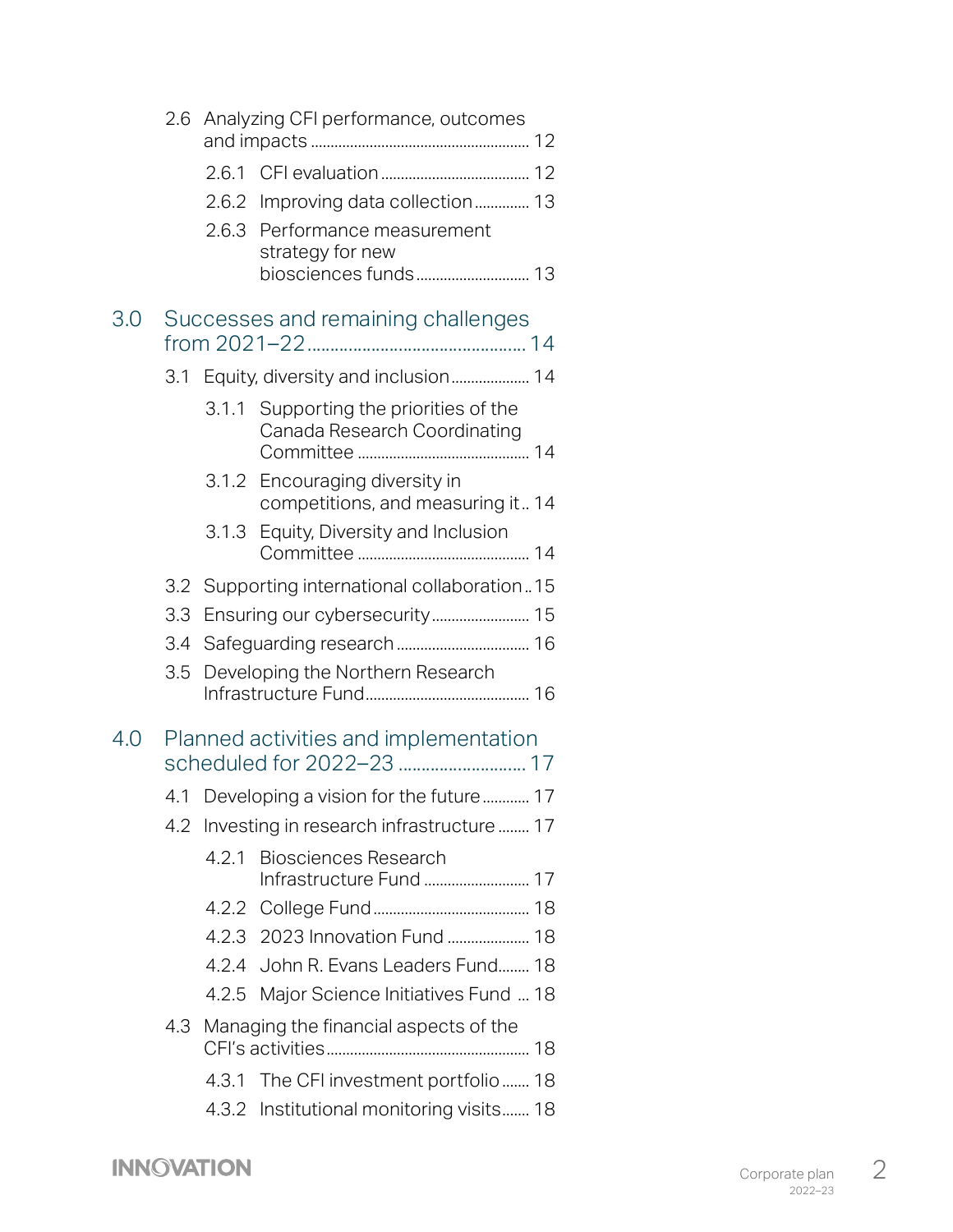- 2.6 Analyzing CFI performance, outcomes and impacts ... 12
  - 2.6.1 CFI evaluation ... 12
  - 2.6.2 Improving data collection ... 13
  - 2.6.3 Performance measurement strategy for new biosciences funds ... 13

## 3.0 Successes and remaining challenges from 2021–22 ... 14

- 3.1 Equity, diversity and inclusion ... 14
  - 3.1.1 Supporting the priorities of the Canada Research Coordinating Committee ... 14
  - 3.1.2 Encouraging diversity in competitions, and measuring it .. 14
  - 3.1.3 Equity, Diversity and Inclusion Committee ... 14
- 3.2 Supporting international collaboration .. 15
- 3.3 Ensuring our cybersecurity ... 15
- 3.4 Safeguarding research ... 16
- 3.5 Developing the Northern Research Infrastructure Fund ... 16

## 4.0 Planned activities and implementation scheduled for 2022–23 ... 17

- 4.1 Developing a vision for the future ... 17
- 4.2 Investing in research infrastructure ... 17
  - 4.2.1 Biosciences Research Infrastructure Fund ... 17
  - 4.2.2 College Fund ... 18
  - 4.2.3 2023 Innovation Fund ... 18
  - 4.2.4 John R. Evans Leaders Fund ... 18
  - 4.2.5 Major Science Initiatives Fund ... 18
- 4.3 Managing the financial aspects of the CFI's activities ... 18
  - 4.3.1 The CFI investment portfolio ... 18
  - 4.3.2 Institutional monitoring visits ... 18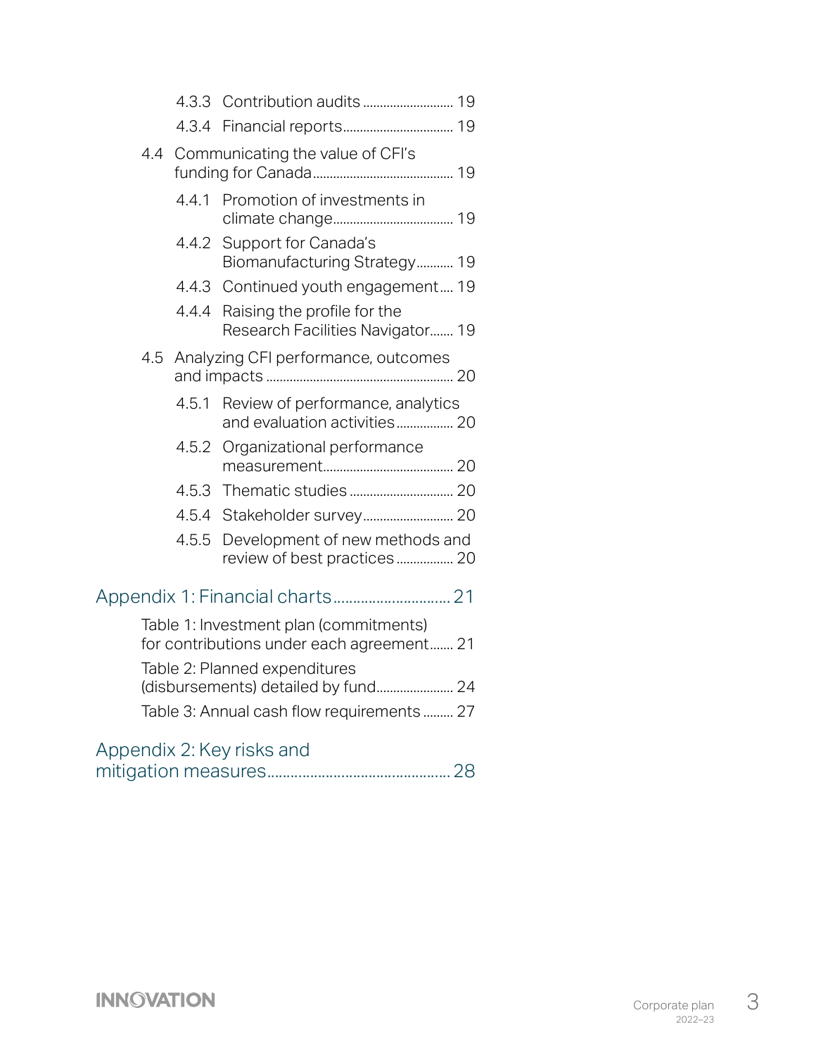- 4.3.3 Contribution audits ........................... 19
- 4.3.4 Financial reports................................ 19

4.4 Communicating the value of CFI's funding for Canada......................................... 19

- 4.4.1 Promotion of investments in climate change................................... 19
- 4.4.2 Support for Canada's Biomanufacturing Strategy........... 19
- 4.4.3 Continued youth engagement.... 19
- 4.4.4 Raising the profile for the Research Facilities Navigator....... 19

4.5 Analyzing CFI performance, outcomes and impacts ....................................................... 20

- 4.5.1 Review of performance, analytics and evaluation activities................. 20
- 4.5.2 Organizational performance measurement...................................... 20
- 4.5.3 Thematic studies .............................. 20
- 4.5.4 Stakeholder survey........................... 20
- 4.5.5 Development of new methods and review of best practices ................. 20

Appendix 1: Financial charts............................. 21

Table 1: Investment plan (commitments) for contributions under each agreement....... 21

Table 2: Planned expenditures (disbursements) detailed by fund...................... 24

Table 3: Annual cash flow requirements ......... 27

Appendix 2: Key risks and mitigation measures............................................. 28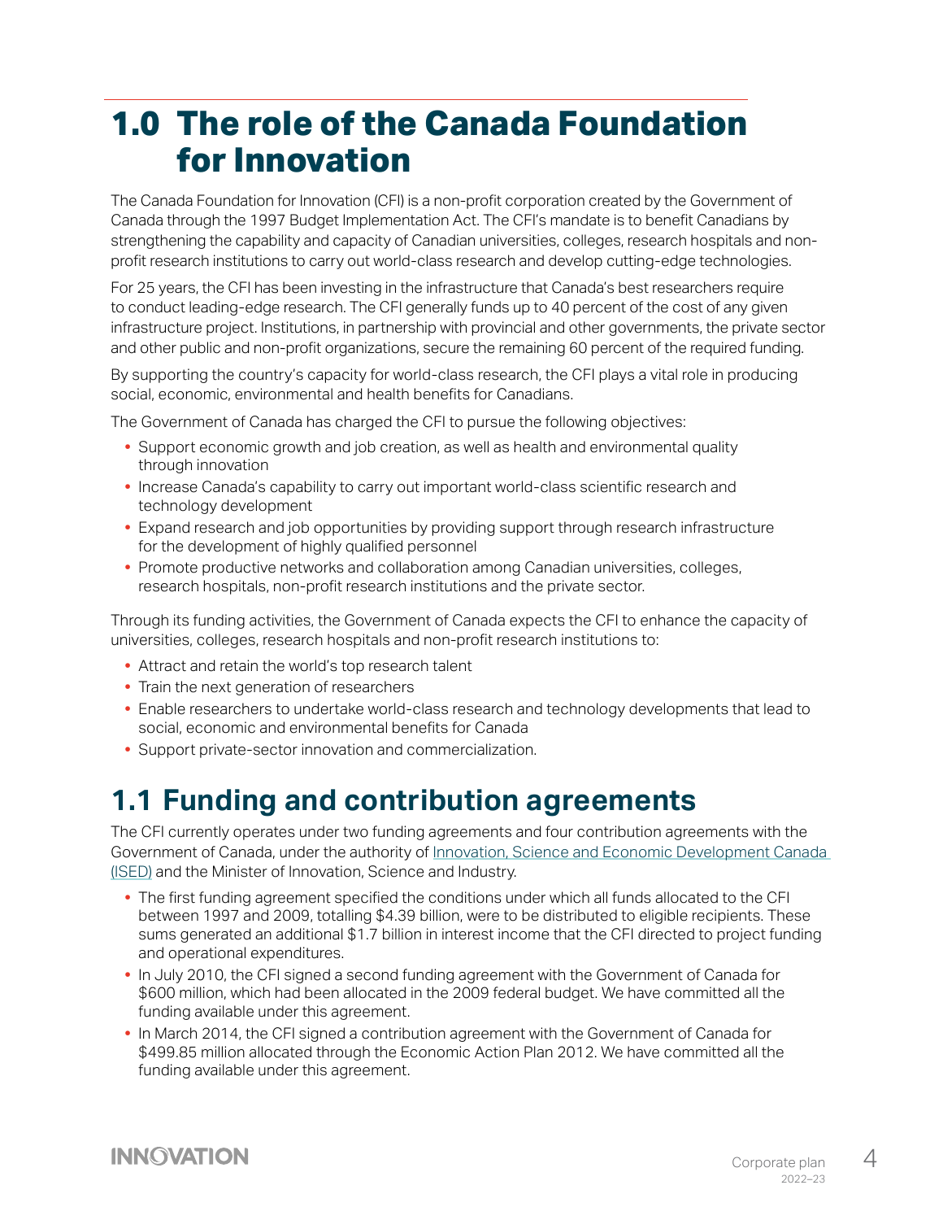# 1.0 The role of the Canada Foundation for Innovation

The Canada Foundation for Innovation (CFI) is a non-profit corporation created by the Government of Canada through the 1997 Budget Implementation Act. The CFI's mandate is to benefit Canadians by strengthening the capability and capacity of Canadian universities, colleges, research hospitals and non-profit research institutions to carry out world-class research and develop cutting-edge technologies.

For 25 years, the CFI has been investing in the infrastructure that Canada's best researchers require to conduct leading-edge research. The CFI generally funds up to 40 percent of the cost of any given infrastructure project. Institutions, in partnership with provincial and other governments, the private sector and other public and non-profit organizations, secure the remaining 60 percent of the required funding.

By supporting the country's capacity for world-class research, the CFI plays a vital role in producing social, economic, environmental and health benefits for Canadians.

The Government of Canada has charged the CFI to pursue the following objectives:

- Support economic growth and job creation, as well as health and environmental quality through innovation
- Increase Canada's capability to carry out important world-class scientific research and technology development
- Expand research and job opportunities by providing support through research infrastructure for the development of highly qualified personnel
- Promote productive networks and collaboration among Canadian universities, colleges, research hospitals, non-profit research institutions and the private sector.

Through its funding activities, the Government of Canada expects the CFI to enhance the capacity of universities, colleges, research hospitals and non-profit research institutions to:

- Attract and retain the world's top research talent
- Train the next generation of researchers
- Enable researchers to undertake world-class research and technology developments that lead to social, economic and environmental benefits for Canada
- Support private-sector innovation and commercialization.

## 1.1 Funding and contribution agreements

The CFI currently operates under two funding agreements and four contribution agreements with the Government of Canada, under the authority of Innovation, Science and Economic Development Canada (ISED) and the Minister of Innovation, Science and Industry.

- The first funding agreement specified the conditions under which all funds allocated to the CFI between 1997 and 2009, totalling $4.39 billion, were to be distributed to eligible recipients. These sums generated an additional $1.7 billion in interest income that the CFI directed to project funding and operational expenditures.
- In July 2010, the CFI signed a second funding agreement with the Government of Canada for $600 million, which had been allocated in the 2009 federal budget. We have committed all the funding available under this agreement.
- In March 2014, the CFI signed a contribution agreement with the Government of Canada for $499.85 million allocated through the Economic Action Plan 2012. We have committed all the funding available under this agreement.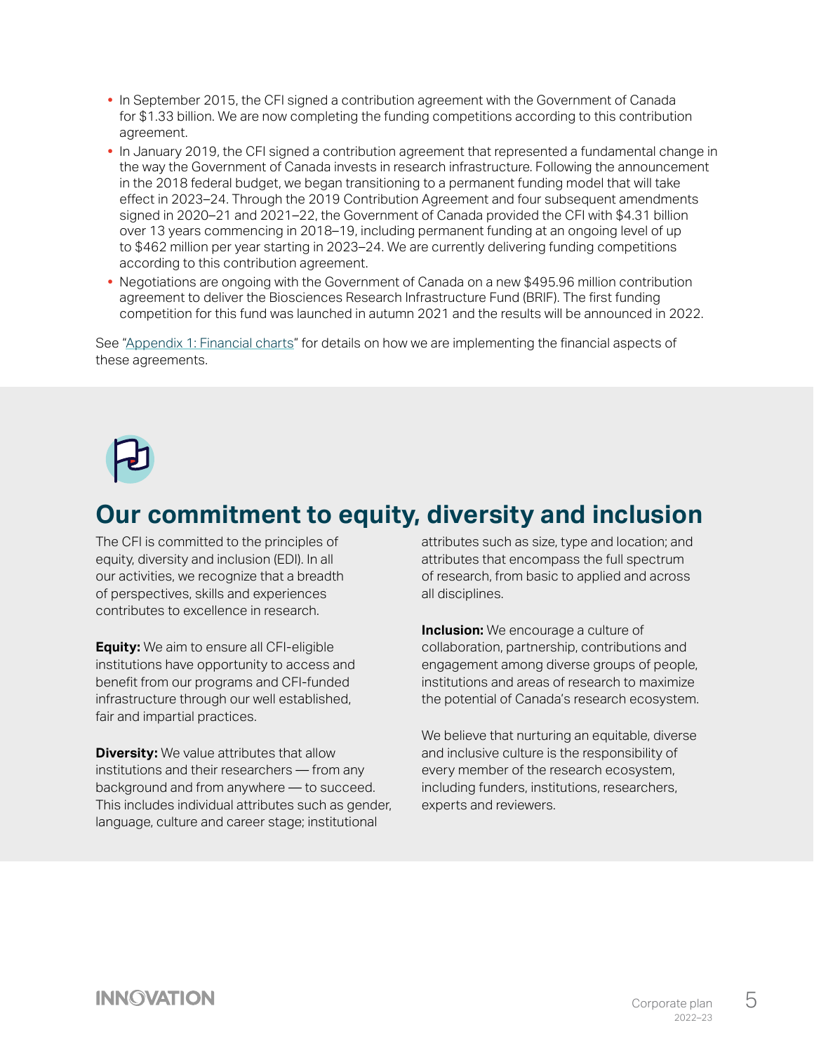- In September 2015, the CFI signed a contribution agreement with the Government of Canada for $1.33 billion. We are now completing the funding competitions according to this contribution agreement.
- In January 2019, the CFI signed a contribution agreement that represented a fundamental change in the way the Government of Canada invests in research infrastructure. Following the announcement in the 2018 federal budget, we began transitioning to a permanent funding model that will take effect in 2023–24. Through the 2019 Contribution Agreement and four subsequent amendments signed in 2020–21 and 2021–22, the Government of Canada provided the CFI with $4.31 billion over 13 years commencing in 2018–19, including permanent funding at an ongoing level of up to $462 million per year starting in 2023–24. We are currently delivering funding competitions according to this contribution agreement.
- Negotiations are ongoing with the Government of Canada on a new $495.96 million contribution agreement to deliver the Biosciences Research Infrastructure Fund (BRIF). The first funding competition for this fund was launched in autumn 2021 and the results will be announced in 2022.

See "Appendix 1: Financial charts" for details on how we are implementing the financial aspects of these agreements.

## Our commitment to equity, diversity and inclusion

The CFI is committed to the principles of equity, diversity and inclusion (EDI). In all our activities, we recognize that a breadth of perspectives, skills and experiences contributes to excellence in research.

**Equity:** We aim to ensure all CFI-eligible institutions have opportunity to access and benefit from our programs and CFI-funded infrastructure through our well established, fair and impartial practices.

**Diversity:** We value attributes that allow institutions and their researchers — from any background and from anywhere — to succeed. This includes individual attributes such as gender, language, culture and career stage; institutional attributes such as size, type and location; and attributes that encompass the full spectrum of research, from basic to applied and across all disciplines.

**Inclusion:** We encourage a culture of collaboration, partnership, contributions and engagement among diverse groups of people, institutions and areas of research to maximize the potential of Canada's research ecosystem.

We believe that nurturing an equitable, diverse and inclusive culture is the responsibility of every member of the research ecosystem, including funders, institutions, researchers, experts and reviewers.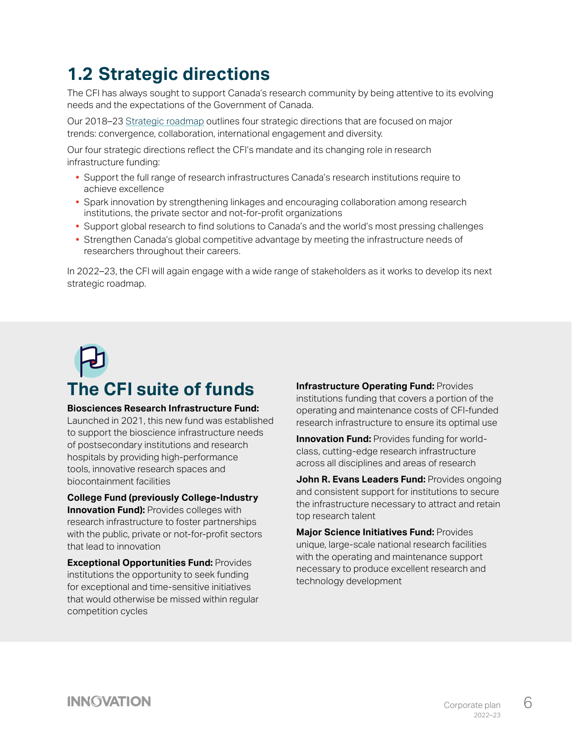## 1.2 Strategic directions

The CFI has always sought to support Canada's research community by being attentive to its evolving needs and the expectations of the Government of Canada.

Our 2018–23 Strategic roadmap outlines four strategic directions that are focused on major trends: convergence, collaboration, international engagement and diversity.

Our four strategic directions reflect the CFI's mandate and its changing role in research infrastructure funding:

- Support the full range of research infrastructures Canada's research institutions require to achieve excellence
- Spark innovation by strengthening linkages and encouraging collaboration among research institutions, the private sector and not-for-profit organizations
- Support global research to find solutions to Canada's and the world's most pressing challenges
- Strengthen Canada's global competitive advantage by meeting the infrastructure needs of researchers throughout their careers.

In 2022–23, the CFI will again engage with a wide range of stakeholders as it works to develop its next strategic roadmap.

## The CFI suite of funds

**Biosciences Research Infrastructure Fund:** Launched in 2021, this new fund was established to support the bioscience infrastructure needs of postsecondary institutions and research hospitals by providing high-performance tools, innovative research spaces and biocontainment facilities

**College Fund (previously College-Industry Innovation Fund):** Provides colleges with research infrastructure to foster partnerships with the public, private or not-for-profit sectors that lead to innovation

**Exceptional Opportunities Fund:** Provides institutions the opportunity to seek funding for exceptional and time-sensitive initiatives that would otherwise be missed within regular competition cycles

**Infrastructure Operating Fund:** Provides institutions funding that covers a portion of the operating and maintenance costs of CFI-funded research infrastructure to ensure its optimal use

**Innovation Fund:** Provides funding for world-class, cutting-edge research infrastructure across all disciplines and areas of research

**John R. Evans Leaders Fund:** Provides ongoing and consistent support for institutions to secure the infrastructure necessary to attract and retain top research talent

**Major Science Initiatives Fund:** Provides unique, large-scale national research facilities with the operating and maintenance support necessary to produce excellent research and technology development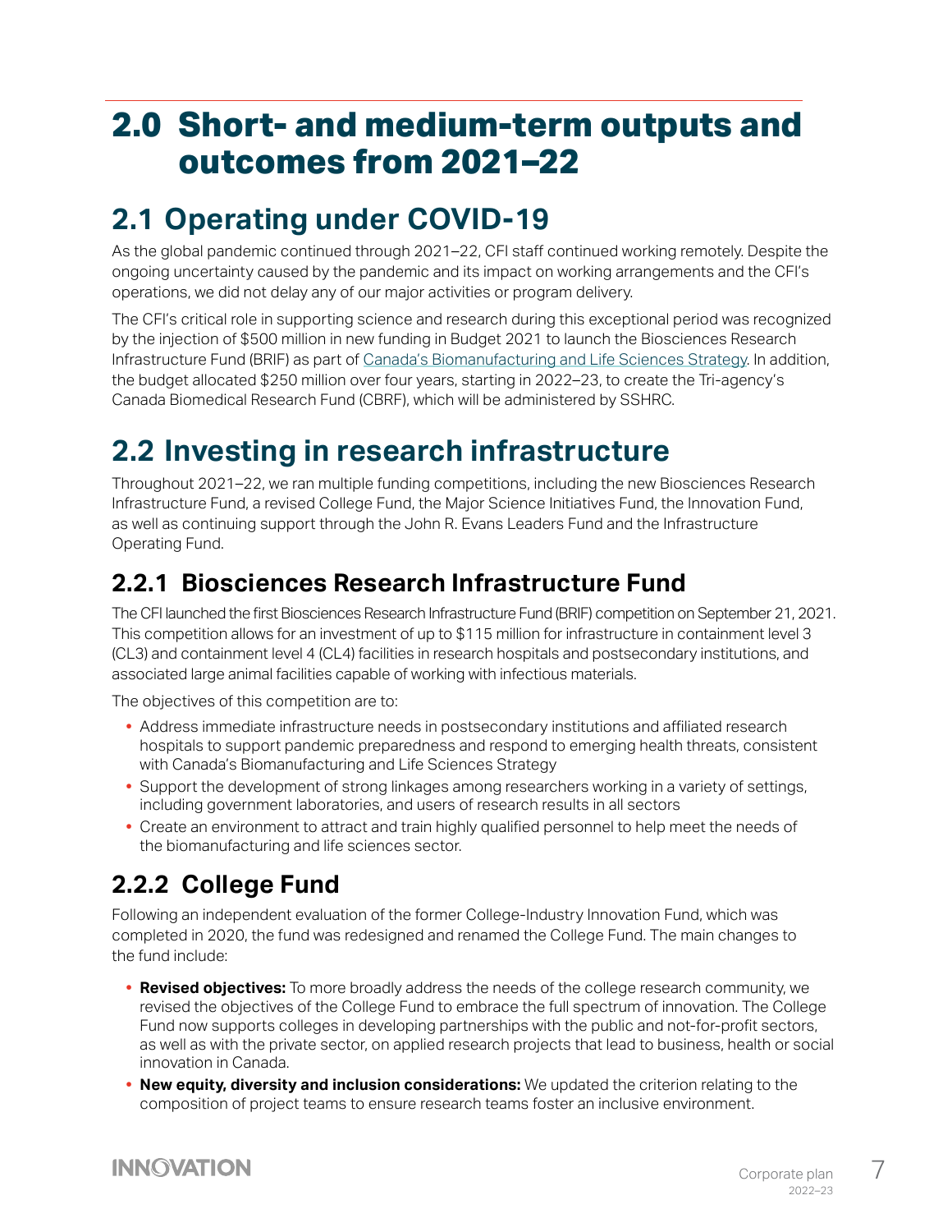# 2.0 Short- and medium-term outputs and outcomes from 2021–22

## 2.1 Operating under COVID-19

As the global pandemic continued through 2021–22, CFI staff continued working remotely. Despite the ongoing uncertainty caused by the pandemic and its impact on working arrangements and the CFI's operations, we did not delay any of our major activities or program delivery.

The CFI's critical role in supporting science and research during this exceptional period was recognized by the injection of $500 million in new funding in Budget 2021 to launch the Biosciences Research Infrastructure Fund (BRIF) as part of Canada's Biomanufacturing and Life Sciences Strategy. In addition, the budget allocated $250 million over four years, starting in 2022–23, to create the Tri-agency's Canada Biomedical Research Fund (CBRF), which will be administered by SSHRC.

## 2.2 Investing in research infrastructure

Throughout 2021–22, we ran multiple funding competitions, including the new Biosciences Research Infrastructure Fund, a revised College Fund, the Major Science Initiatives Fund, the Innovation Fund, as well as continuing support through the John R. Evans Leaders Fund and the Infrastructure Operating Fund.

### 2.2.1 Biosciences Research Infrastructure Fund

The CFI launched the first Biosciences Research Infrastructure Fund (BRIF) competition on September 21, 2021. This competition allows for an investment of up to $115 million for infrastructure in containment level 3 (CL3) and containment level 4 (CL4) facilities in research hospitals and postsecondary institutions, and associated large animal facilities capable of working with infectious materials.

The objectives of this competition are to:

- Address immediate infrastructure needs in postsecondary institutions and affiliated research hospitals to support pandemic preparedness and respond to emerging health threats, consistent with Canada's Biomanufacturing and Life Sciences Strategy
- Support the development of strong linkages among researchers working in a variety of settings, including government laboratories, and users of research results in all sectors
- Create an environment to attract and train highly qualified personnel to help meet the needs of the biomanufacturing and life sciences sector.

### 2.2.2 College Fund

Following an independent evaluation of the former College-Industry Innovation Fund, which was completed in 2020, the fund was redesigned and renamed the College Fund. The main changes to the fund include:

- **Revised objectives:** To more broadly address the needs of the college research community, we revised the objectives of the College Fund to embrace the full spectrum of innovation. The College Fund now supports colleges in developing partnerships with the public and not-for-profit sectors, as well as with the private sector, on applied research projects that lead to business, health or social innovation in Canada.
- **New equity, diversity and inclusion considerations:** We updated the criterion relating to the composition of project teams to ensure research teams foster an inclusive environment.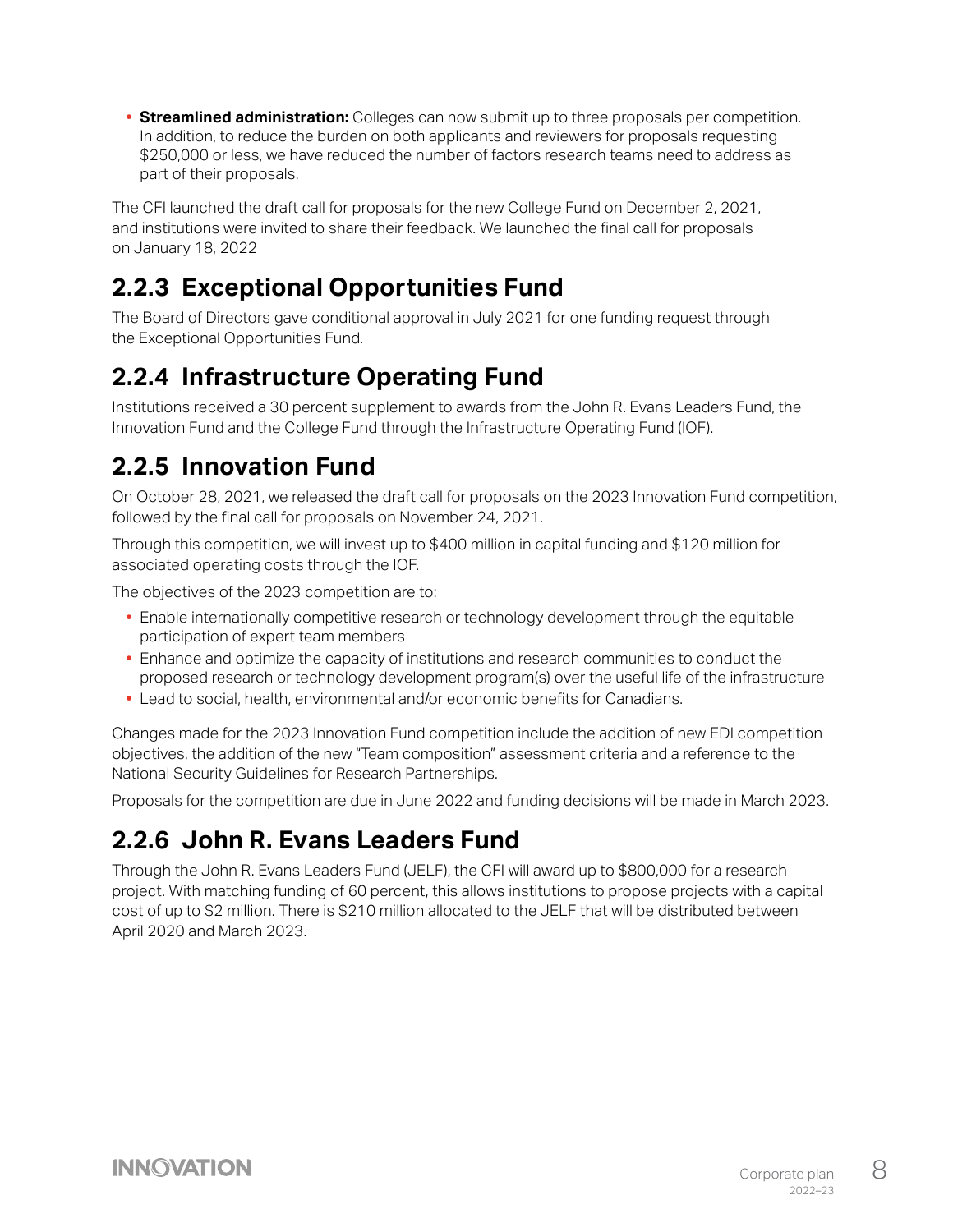- **Streamlined administration:** Colleges can now submit up to three proposals per competition. In addition, to reduce the burden on both applicants and reviewers for proposals requesting $250,000 or less, we have reduced the number of factors research teams need to address as part of their proposals.

The CFI launched the draft call for proposals for the new College Fund on December 2, 2021, and institutions were invited to share their feedback. We launched the final call for proposals on January 18, 2022

## 2.2.3 Exceptional Opportunities Fund

The Board of Directors gave conditional approval in July 2021 for one funding request through the Exceptional Opportunities Fund.

## 2.2.4 Infrastructure Operating Fund

Institutions received a 30 percent supplement to awards from the John R. Evans Leaders Fund, the Innovation Fund and the College Fund through the Infrastructure Operating Fund (IOF).

## 2.2.5 Innovation Fund

On October 28, 2021, we released the draft call for proposals on the 2023 Innovation Fund competition, followed by the final call for proposals on November 24, 2021.

Through this competition, we will invest up to $400 million in capital funding and $120 million for associated operating costs through the IOF.

The objectives of the 2023 competition are to:

- Enable internationally competitive research or technology development through the equitable participation of expert team members
- Enhance and optimize the capacity of institutions and research communities to conduct the proposed research or technology development program(s) over the useful life of the infrastructure
- Lead to social, health, environmental and/or economic benefits for Canadians.

Changes made for the 2023 Innovation Fund competition include the addition of new EDI competition objectives, the addition of the new "Team composition" assessment criteria and a reference to the National Security Guidelines for Research Partnerships.

Proposals for the competition are due in June 2022 and funding decisions will be made in March 2023.

## 2.2.6 John R. Evans Leaders Fund

Through the John R. Evans Leaders Fund (JELF), the CFI will award up to $800,000 for a research project. With matching funding of 60 percent, this allows institutions to propose projects with a capital cost of up to $2 million. There is $210 million allocated to the JELF that will be distributed between April 2020 and March 2023.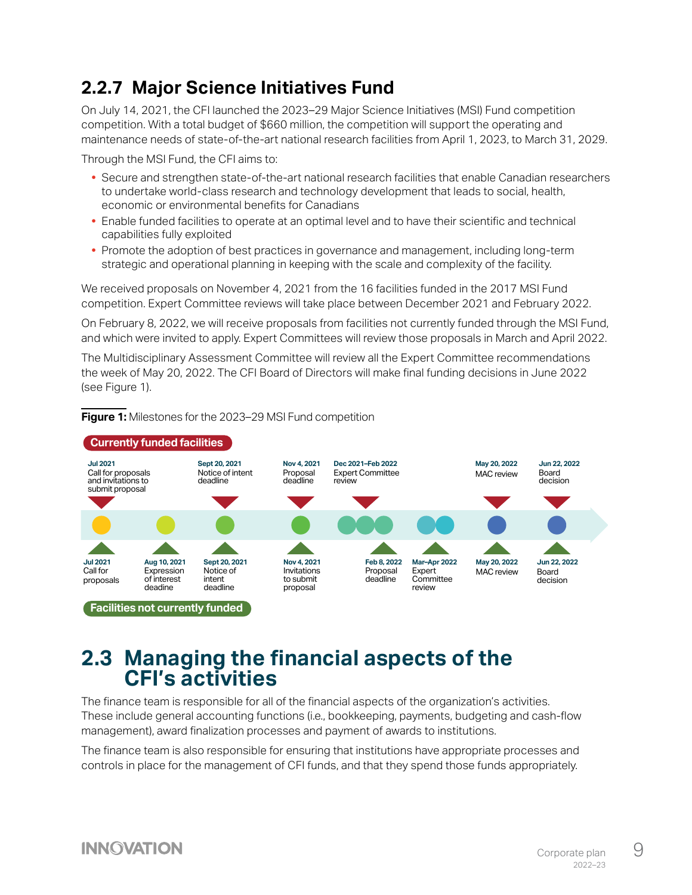## 2.2.7 Major Science Initiatives Fund

On July 14, 2021, the CFI launched the 2023–29 Major Science Initiatives (MSI) Fund competition competition. With a total budget of $660 million, the competition will support the operating and maintenance needs of state-of-the-art national research facilities from April 1, 2023, to March 31, 2029.

Through the MSI Fund, the CFI aims to:

- Secure and strengthen state-of-the-art national research facilities that enable Canadian researchers to undertake world-class research and technology development that leads to social, health, economic or environmental benefits for Canadians
- Enable funded facilities to operate at an optimal level and to have their scientific and technical capabilities fully exploited
- Promote the adoption of best practices in governance and management, including long-term strategic and operational planning in keeping with the scale and complexity of the facility.

We received proposals on November 4, 2021 from the 16 facilities funded in the 2017 MSI Fund competition. Expert Committee reviews will take place between December 2021 and February 2022.

On February 8, 2022, we will receive proposals from facilities not currently funded through the MSI Fund, and which were invited to apply. Expert Committees will review those proposals in March and April 2022.

The Multidisciplinary Assessment Committee will review all the Expert Committee recommendations the week of May 20, 2022. The CFI Board of Directors will make final funding decisions in June 2022 (see Figure 1).

**Figure 1:** Milestones for the 2023–29 MSI Fund competition

**Currently funded facilities**

- **Jul 2021** Call for proposals and invitations to submit proposal
- **Sept 20, 2021** Notice of intent deadline
- **Nov 4, 2021** Proposal deadline
- **Dec 2021–Feb 2022** Expert Committee review
- **May 20, 2022** MAC review
- **Jun 22, 2022** Board decision

**Facilities not currently funded**

- **Jul 2021** Call for proposals
- **Aug 10, 2021** Expression of interest deadine
- **Sept 20, 2021** Notice of intent deadline
- **Nov 4, 2021** Invitations to submit proposal
- **Feb 8, 2022** Proposal deadline
- **Mar–Apr 2022** Expert Committee review
- **May 20, 2022** MAC review
- **Jun 22, 2022** Board decision

# 2.3 Managing the financial aspects of the CFI's activities

The finance team is responsible for all of the financial aspects of the organization's activities. These include general accounting functions (i.e., bookkeeping, payments, budgeting and cash-flow management), award finalization processes and payment of awards to institutions.

The finance team is also responsible for ensuring that institutions have appropriate processes and controls in place for the management of CFI funds, and that they spend those funds appropriately.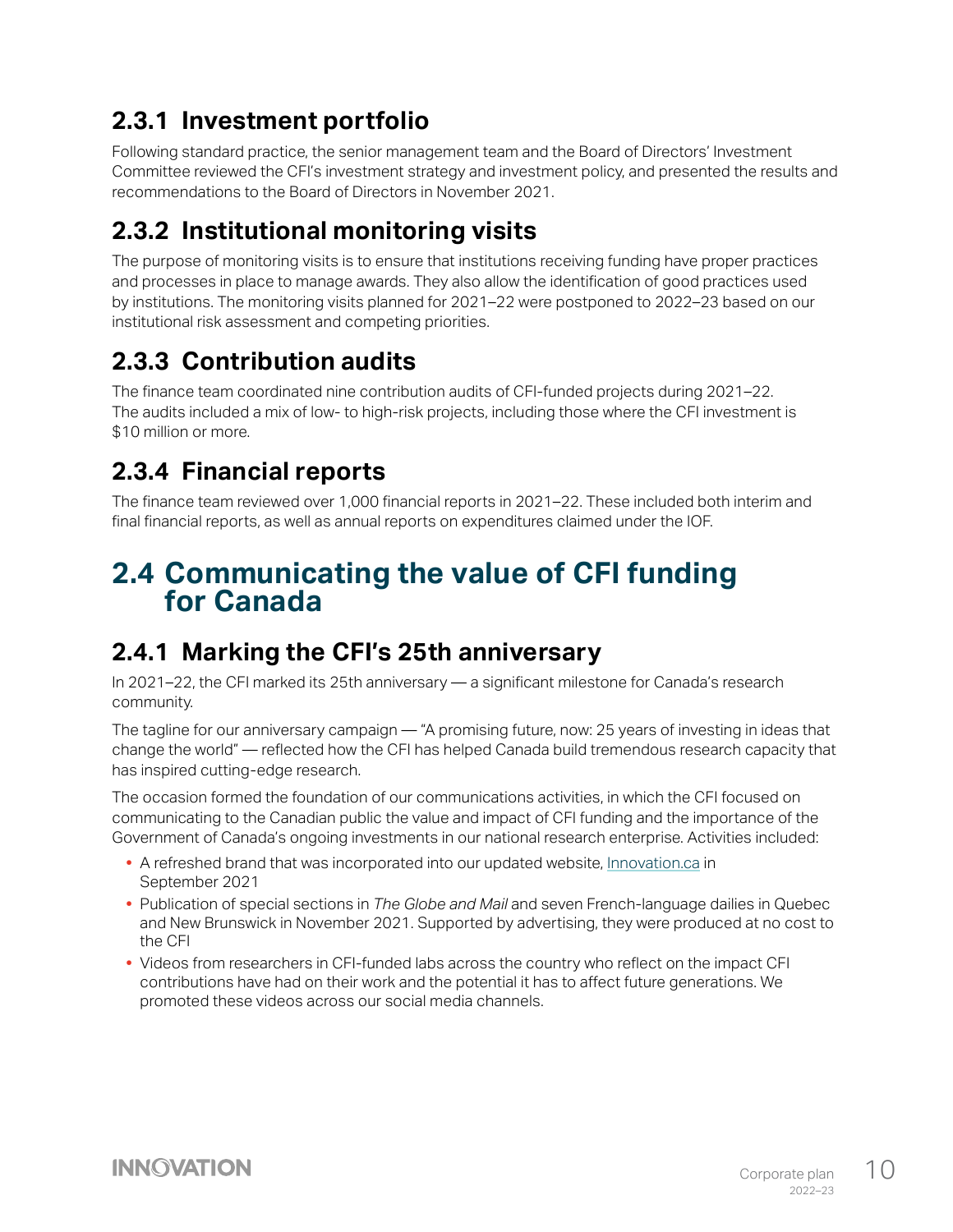### 2.3.1 Investment portfolio

Following standard practice, the senior management team and the Board of Directors' Investment Committee reviewed the CFI's investment strategy and investment policy, and presented the results and recommendations to the Board of Directors in November 2021.

### 2.3.2 Institutional monitoring visits

The purpose of monitoring visits is to ensure that institutions receiving funding have proper practices and processes in place to manage awards. They also allow the identification of good practices used by institutions. The monitoring visits planned for 2021–22 were postponed to 2022–23 based on our institutional risk assessment and competing priorities.

### 2.3.3 Contribution audits

The finance team coordinated nine contribution audits of CFI-funded projects during 2021–22. The audits included a mix of low- to high-risk projects, including those where the CFI investment is $10 million or more.

### 2.3.4 Financial reports

The finance team reviewed over 1,000 financial reports in 2021–22. These included both interim and final financial reports, as well as annual reports on expenditures claimed under the IOF.

## 2.4 Communicating the value of CFI funding for Canada

### 2.4.1 Marking the CFI's 25th anniversary

In 2021–22, the CFI marked its 25th anniversary — a significant milestone for Canada's research community.

The tagline for our anniversary campaign — "A promising future, now: 25 years of investing in ideas that change the world" — reflected how the CFI has helped Canada build tremendous research capacity that has inspired cutting-edge research.

The occasion formed the foundation of our communications activities, in which the CFI focused on communicating to the Canadian public the value and impact of CFI funding and the importance of the Government of Canada's ongoing investments in our national research enterprise. Activities included:

- A refreshed brand that was incorporated into our updated website, Innovation.ca in September 2021
- Publication of special sections in *The Globe and Mail* and seven French-language dailies in Quebec and New Brunswick in November 2021. Supported by advertising, they were produced at no cost to the CFI
- Videos from researchers in CFI-funded labs across the country who reflect on the impact CFI contributions have had on their work and the potential it has to affect future generations. We promoted these videos across our social media channels.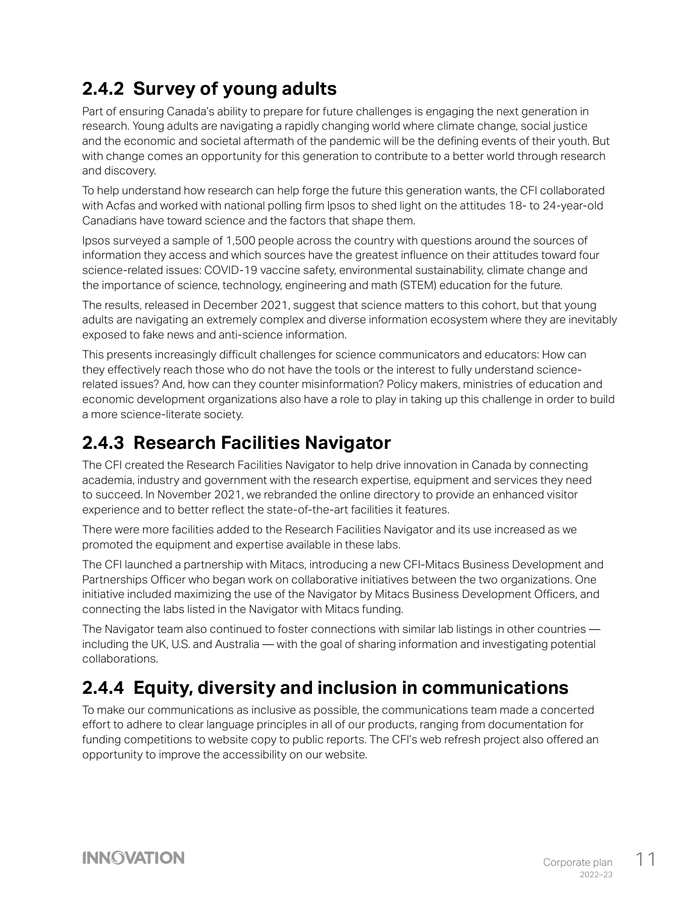### 2.4.2 Survey of young adults

Part of ensuring Canada's ability to prepare for future challenges is engaging the next generation in research. Young adults are navigating a rapidly changing world where climate change, social justice and the economic and societal aftermath of the pandemic will be the defining events of their youth. But with change comes an opportunity for this generation to contribute to a better world through research and discovery.

To help understand how research can help forge the future this generation wants, the CFI collaborated with Acfas and worked with national polling firm Ipsos to shed light on the attitudes 18- to 24-year-old Canadians have toward science and the factors that shape them.

Ipsos surveyed a sample of 1,500 people across the country with questions around the sources of information they access and which sources have the greatest influence on their attitudes toward four science-related issues: COVID-19 vaccine safety, environmental sustainability, climate change and the importance of science, technology, engineering and math (STEM) education for the future.

The results, released in December 2021, suggest that science matters to this cohort, but that young adults are navigating an extremely complex and diverse information ecosystem where they are inevitably exposed to fake news and anti-science information.

This presents increasingly difficult challenges for science communicators and educators: How can they effectively reach those who do not have the tools or the interest to fully understand science-related issues? And, how can they counter misinformation? Policy makers, ministries of education and economic development organizations also have a role to play in taking up this challenge in order to build a more science-literate society.

### 2.4.3 Research Facilities Navigator

The CFI created the Research Facilities Navigator to help drive innovation in Canada by connecting academia, industry and government with the research expertise, equipment and services they need to succeed. In November 2021, we rebranded the online directory to provide an enhanced visitor experience and to better reflect the state-of-the-art facilities it features.

There were more facilities added to the Research Facilities Navigator and its use increased as we promoted the equipment and expertise available in these labs.

The CFI launched a partnership with Mitacs, introducing a new CFI-Mitacs Business Development and Partnerships Officer who began work on collaborative initiatives between the two organizations. One initiative included maximizing the use of the Navigator by Mitacs Business Development Officers, and connecting the labs listed in the Navigator with Mitacs funding.

The Navigator team also continued to foster connections with similar lab listings in other countries — including the UK, U.S. and Australia — with the goal of sharing information and investigating potential collaborations.

### 2.4.4 Equity, diversity and inclusion in communications

To make our communications as inclusive as possible, the communications team made a concerted effort to adhere to clear language principles in all of our products, ranging from documentation for funding competitions to website copy to public reports. The CFI's web refresh project also offered an opportunity to improve the accessibility on our website.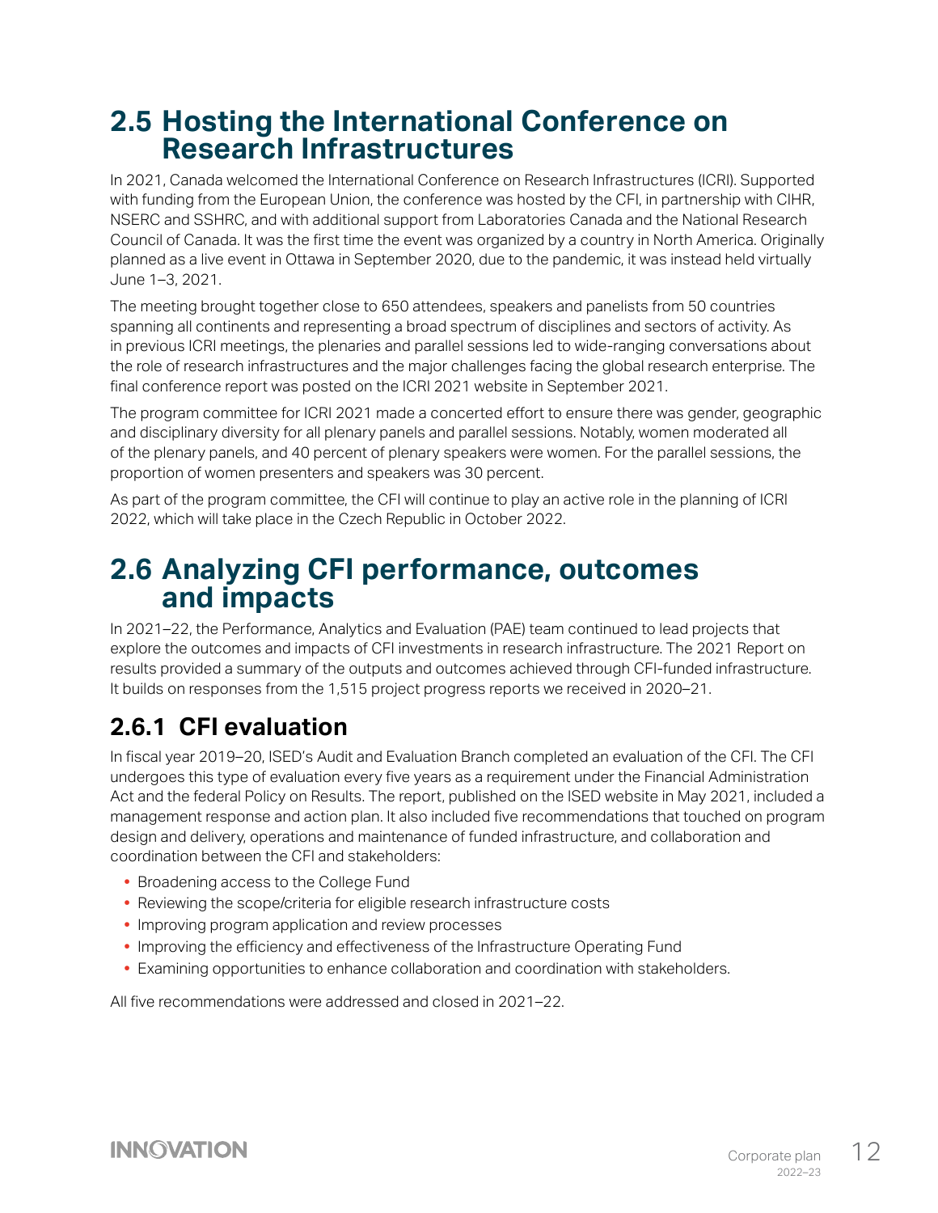## 2.5 Hosting the International Conference on Research Infrastructures

In 2021, Canada welcomed the International Conference on Research Infrastructures (ICRI). Supported with funding from the European Union, the conference was hosted by the CFI, in partnership with CIHR, NSERC and SSHRC, and with additional support from Laboratories Canada and the National Research Council of Canada. It was the first time the event was organized by a country in North America. Originally planned as a live event in Ottawa in September 2020, due to the pandemic, it was instead held virtually June 1–3, 2021.

The meeting brought together close to 650 attendees, speakers and panelists from 50 countries spanning all continents and representing a broad spectrum of disciplines and sectors of activity. As in previous ICRI meetings, the plenaries and parallel sessions led to wide-ranging conversations about the role of research infrastructures and the major challenges facing the global research enterprise. The final conference report was posted on the ICRI 2021 website in September 2021.

The program committee for ICRI 2021 made a concerted effort to ensure there was gender, geographic and disciplinary diversity for all plenary panels and parallel sessions. Notably, women moderated all of the plenary panels, and 40 percent of plenary speakers were women. For the parallel sessions, the proportion of women presenters and speakers was 30 percent.

As part of the program committee, the CFI will continue to play an active role in the planning of ICRI 2022, which will take place in the Czech Republic in October 2022.

## 2.6 Analyzing CFI performance, outcomes and impacts

In 2021–22, the Performance, Analytics and Evaluation (PAE) team continued to lead projects that explore the outcomes and impacts of CFI investments in research infrastructure. The 2021 Report on results provided a summary of the outputs and outcomes achieved through CFI-funded infrastructure. It builds on responses from the 1,515 project progress reports we received in 2020–21.

### 2.6.1 CFI evaluation

In fiscal year 2019–20, ISED's Audit and Evaluation Branch completed an evaluation of the CFI. The CFI undergoes this type of evaluation every five years as a requirement under the Financial Administration Act and the federal Policy on Results. The report, published on the ISED website in May 2021, included a management response and action plan. It also included five recommendations that touched on program design and delivery, operations and maintenance of funded infrastructure, and collaboration and coordination between the CFI and stakeholders:

- Broadening access to the College Fund
- Reviewing the scope/criteria for eligible research infrastructure costs
- Improving program application and review processes
- Improving the efficiency and effectiveness of the Infrastructure Operating Fund
- Examining opportunities to enhance collaboration and coordination with stakeholders.

All five recommendations were addressed and closed in 2021–22.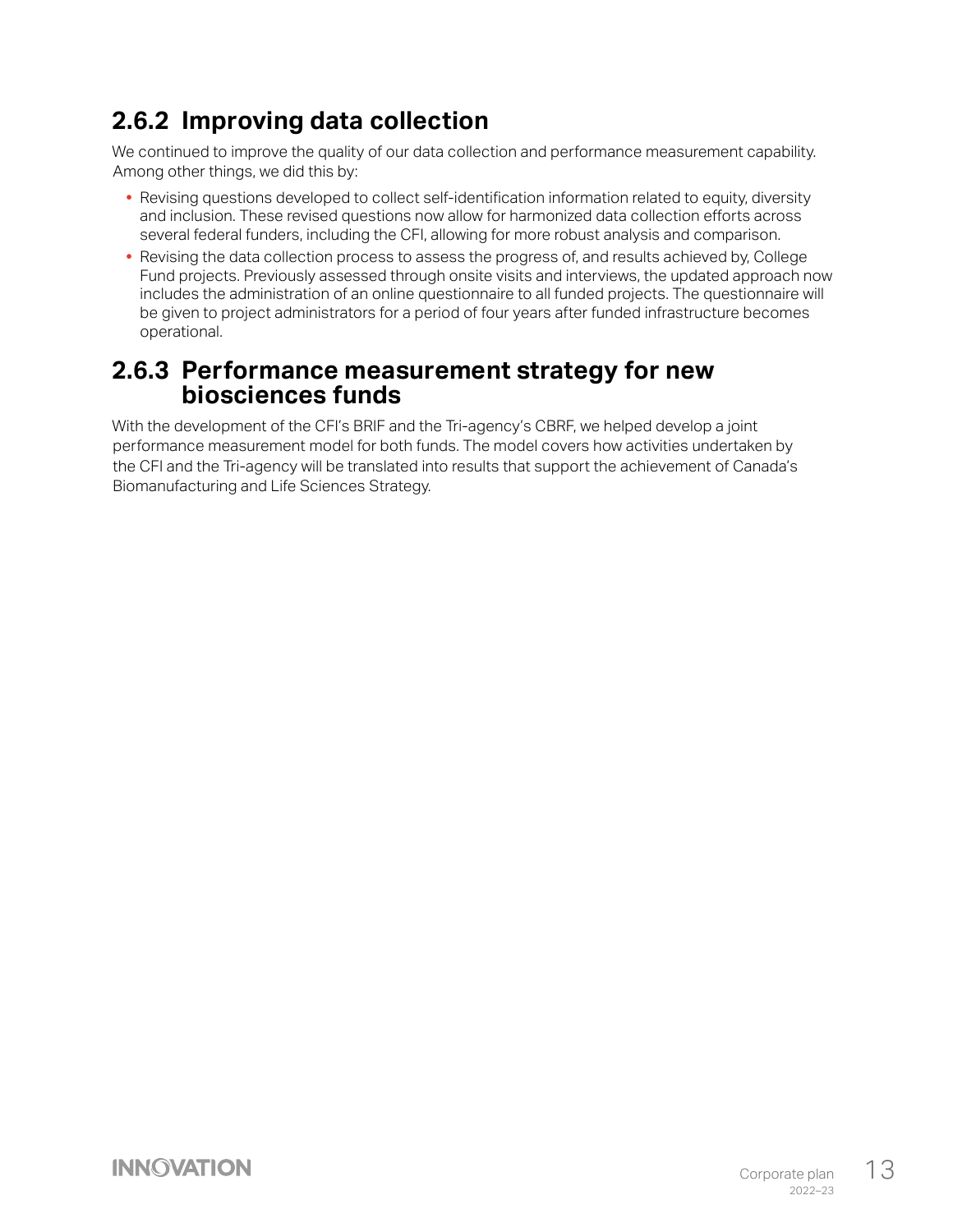### 2.6.2 Improving data collection

We continued to improve the quality of our data collection and performance measurement capability. Among other things, we did this by:

- Revising questions developed to collect self-identification information related to equity, diversity and inclusion. These revised questions now allow for harmonized data collection efforts across several federal funders, including the CFI, allowing for more robust analysis and comparison.
- Revising the data collection process to assess the progress of, and results achieved by, College Fund projects. Previously assessed through onsite visits and interviews, the updated approach now includes the administration of an online questionnaire to all funded projects. The questionnaire will be given to project administrators for a period of four years after funded infrastructure becomes operational.

### 2.6.3 Performance measurement strategy for new biosciences funds

With the development of the CFI's BRIF and the Tri-agency's CBRF, we helped develop a joint performance measurement model for both funds. The model covers how activities undertaken by the CFI and the Tri-agency will be translated into results that support the achievement of Canada's Biomanufacturing and Life Sciences Strategy.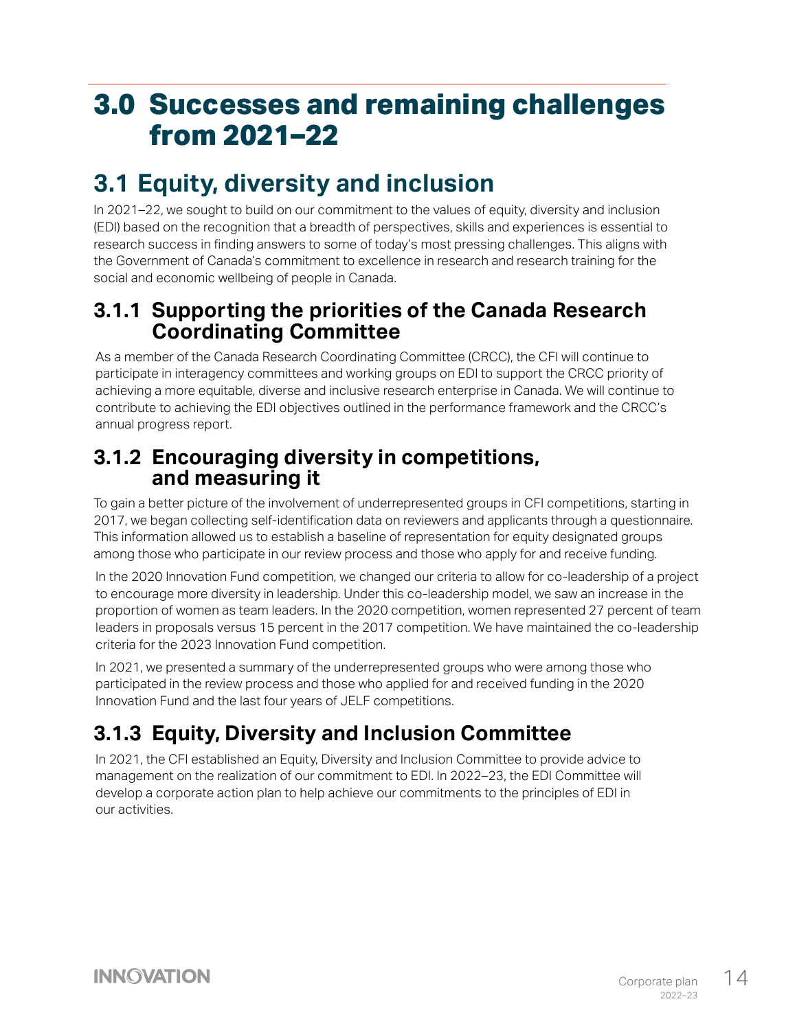# 3.0 Successes and remaining challenges from 2021–22

## 3.1 Equity, diversity and inclusion

In 2021–22, we sought to build on our commitment to the values of equity, diversity and inclusion (EDI) based on the recognition that a breadth of perspectives, skills and experiences is essential to research success in finding answers to some of today's most pressing challenges. This aligns with the Government of Canada's commitment to excellence in research and research training for the social and economic wellbeing of people in Canada.

### 3.1.1 Supporting the priorities of the Canada Research Coordinating Committee

As a member of the Canada Research Coordinating Committee (CRCC), the CFI will continue to participate in interagency committees and working groups on EDI to support the CRCC priority of achieving a more equitable, diverse and inclusive research enterprise in Canada. We will continue to contribute to achieving the EDI objectives outlined in the performance framework and the CRCC's annual progress report.

### 3.1.2 Encouraging diversity in competitions, and measuring it

To gain a better picture of the involvement of underrepresented groups in CFI competitions, starting in 2017, we began collecting self-identification data on reviewers and applicants through a questionnaire. This information allowed us to establish a baseline of representation for equity designated groups among those who participate in our review process and those who apply for and receive funding.

In the 2020 Innovation Fund competition, we changed our criteria to allow for co-leadership of a project to encourage more diversity in leadership. Under this co-leadership model, we saw an increase in the proportion of women as team leaders. In the 2020 competition, women represented 27 percent of team leaders in proposals versus 15 percent in the 2017 competition. We have maintained the co-leadership criteria for the 2023 Innovation Fund competition.

In 2021, we presented a summary of the underrepresented groups who were among those who participated in the review process and those who applied for and received funding in the 2020 Innovation Fund and the last four years of JELF competitions.

### 3.1.3 Equity, Diversity and Inclusion Committee

In 2021, the CFI established an Equity, Diversity and Inclusion Committee to provide advice to management on the realization of our commitment to EDI. In 2022–23, the EDI Committee will develop a corporate action plan to help achieve our commitments to the principles of EDI in our activities.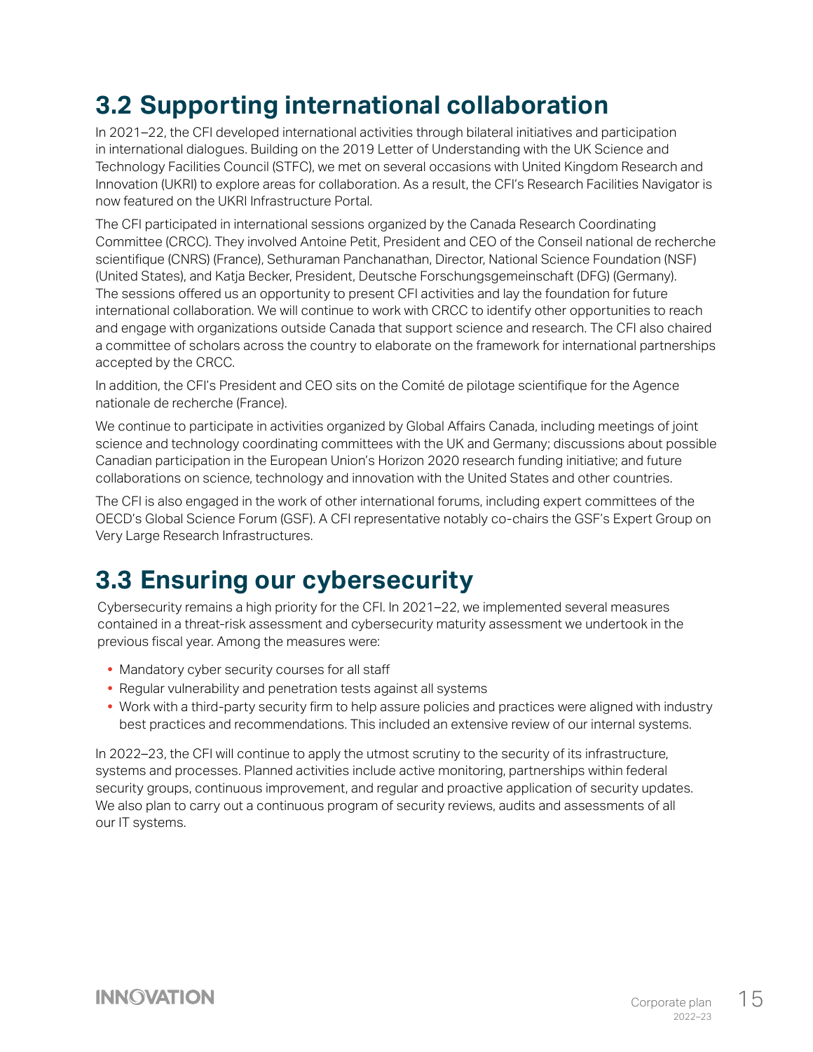## 3.2 Supporting international collaboration

In 2021–22, the CFI developed international activities through bilateral initiatives and participation in international dialogues. Building on the 2019 Letter of Understanding with the UK Science and Technology Facilities Council (STFC), we met on several occasions with United Kingdom Research and Innovation (UKRI) to explore areas for collaboration. As a result, the CFI's Research Facilities Navigator is now featured on the UKRI Infrastructure Portal.

The CFI participated in international sessions organized by the Canada Research Coordinating Committee (CRCC). They involved Antoine Petit, President and CEO of the Conseil national de recherche scientifique (CNRS) (France), Sethuraman Panchanathan, Director, National Science Foundation (NSF) (United States), and Katja Becker, President, Deutsche Forschungsgemeinschaft (DFG) (Germany). The sessions offered us an opportunity to present CFI activities and lay the foundation for future international collaboration. We will continue to work with CRCC to identify other opportunities to reach and engage with organizations outside Canada that support science and research. The CFI also chaired a committee of scholars across the country to elaborate on the framework for international partnerships accepted by the CRCC.

In addition, the CFI's President and CEO sits on the Comité de pilotage scientifique for the Agence nationale de recherche (France).

We continue to participate in activities organized by Global Affairs Canada, including meetings of joint science and technology coordinating committees with the UK and Germany; discussions about possible Canadian participation in the European Union's Horizon 2020 research funding initiative; and future collaborations on science, technology and innovation with the United States and other countries.

The CFI is also engaged in the work of other international forums, including expert committees of the OECD's Global Science Forum (GSF). A CFI representative notably co-chairs the GSF's Expert Group on Very Large Research Infrastructures.

## 3.3 Ensuring our cybersecurity

Cybersecurity remains a high priority for the CFI. In 2021–22, we implemented several measures contained in a threat-risk assessment and cybersecurity maturity assessment we undertook in the previous fiscal year. Among the measures were:

- Mandatory cyber security courses for all staff
- Regular vulnerability and penetration tests against all systems
- Work with a third-party security firm to help assure policies and practices were aligned with industry best practices and recommendations. This included an extensive review of our internal systems.

In 2022–23, the CFI will continue to apply the utmost scrutiny to the security of its infrastructure, systems and processes. Planned activities include active monitoring, partnerships within federal security groups, continuous improvement, and regular and proactive application of security updates. We also plan to carry out a continuous program of security reviews, audits and assessments of all our IT systems.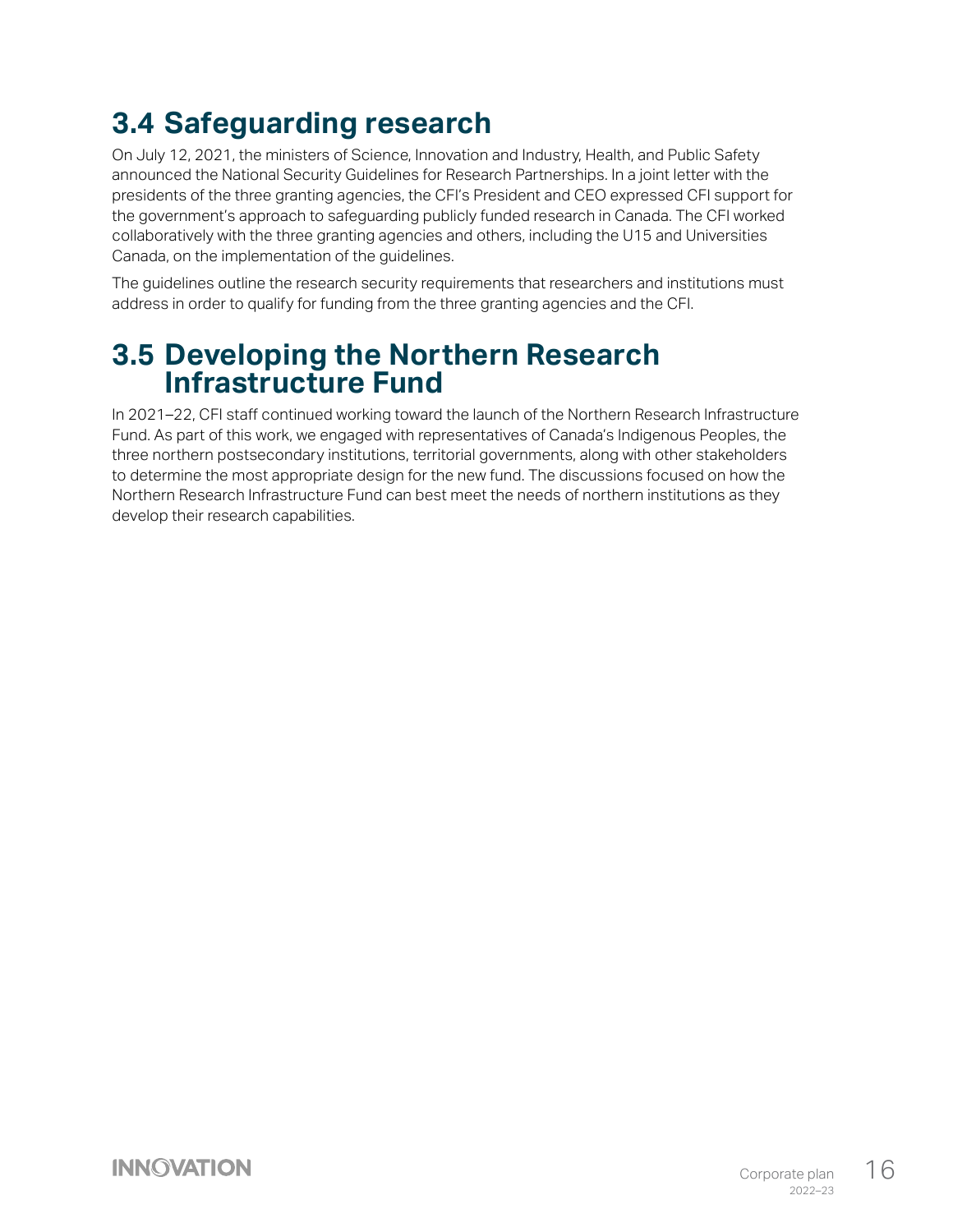## 3.4 Safeguarding research

On July 12, 2021, the ministers of Science, Innovation and Industry, Health, and Public Safety announced the National Security Guidelines for Research Partnerships. In a joint letter with the presidents of the three granting agencies, the CFI's President and CEO expressed CFI support for the government's approach to safeguarding publicly funded research in Canada. The CFI worked collaboratively with the three granting agencies and others, including the U15 and Universities Canada, on the implementation of the guidelines.

The guidelines outline the research security requirements that researchers and institutions must address in order to qualify for funding from the three granting agencies and the CFI.

## 3.5 Developing the Northern Research Infrastructure Fund

In 2021–22, CFI staff continued working toward the launch of the Northern Research Infrastructure Fund. As part of this work, we engaged with representatives of Canada's Indigenous Peoples, the three northern postsecondary institutions, territorial governments, along with other stakeholders to determine the most appropriate design for the new fund. The discussions focused on how the Northern Research Infrastructure Fund can best meet the needs of northern institutions as they develop their research capabilities.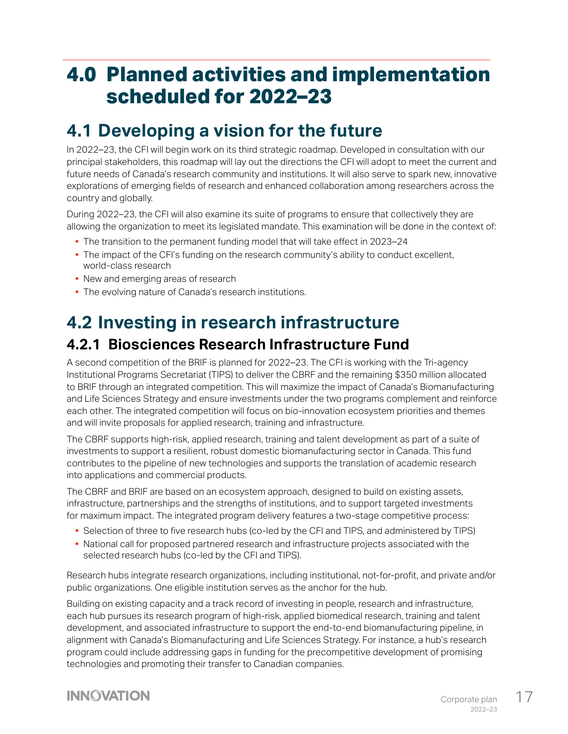# 4.0 Planned activities and implementation scheduled for 2022–23

## 4.1 Developing a vision for the future

In 2022–23, the CFI will begin work on its third strategic roadmap. Developed in consultation with our principal stakeholders, this roadmap will lay out the directions the CFI will adopt to meet the current and future needs of Canada's research community and institutions. It will also serve to spark new, innovative explorations of emerging fields of research and enhanced collaboration among researchers across the country and globally.

During 2022–23, the CFI will also examine its suite of programs to ensure that collectively they are allowing the organization to meet its legislated mandate. This examination will be done in the context of:

- The transition to the permanent funding model that will take effect in 2023–24
- The impact of the CFI's funding on the research community's ability to conduct excellent, world-class research
- New and emerging areas of research
- The evolving nature of Canada's research institutions.

## 4.2 Investing in research infrastructure

### 4.2.1 Biosciences Research Infrastructure Fund

A second competition of the BRIF is planned for 2022–23. The CFI is working with the Tri-agency Institutional Programs Secretariat (TIPS) to deliver the CBRF and the remaining $350 million allocated to BRIF through an integrated competition. This will maximize the impact of Canada's Biomanufacturing and Life Sciences Strategy and ensure investments under the two programs complement and reinforce each other. The integrated competition will focus on bio-innovation ecosystem priorities and themes and will invite proposals for applied research, training and infrastructure.

The CBRF supports high-risk, applied research, training and talent development as part of a suite of investments to support a resilient, robust domestic biomanufacturing sector in Canada. This fund contributes to the pipeline of new technologies and supports the translation of academic research into applications and commercial products.

The CBRF and BRIF are based on an ecosystem approach, designed to build on existing assets, infrastructure, partnerships and the strengths of institutions, and to support targeted investments for maximum impact. The integrated program delivery features a two-stage competitive process:

- Selection of three to five research hubs (co-led by the CFI and TIPS, and administered by TIPS)
- National call for proposed partnered research and infrastructure projects associated with the selected research hubs (co-led by the CFI and TIPS).

Research hubs integrate research organizations, including institutional, not-for-profit, and private and/or public organizations. One eligible institution serves as the anchor for the hub.

Building on existing capacity and a track record of investing in people, research and infrastructure, each hub pursues its research program of high-risk, applied biomedical research, training and talent development, and associated infrastructure to support the end-to-end biomanufacturing pipeline, in alignment with Canada's Biomanufacturing and Life Sciences Strategy. For instance, a hub's research program could include addressing gaps in funding for the precompetitive development of promising technologies and promoting their transfer to Canadian companies.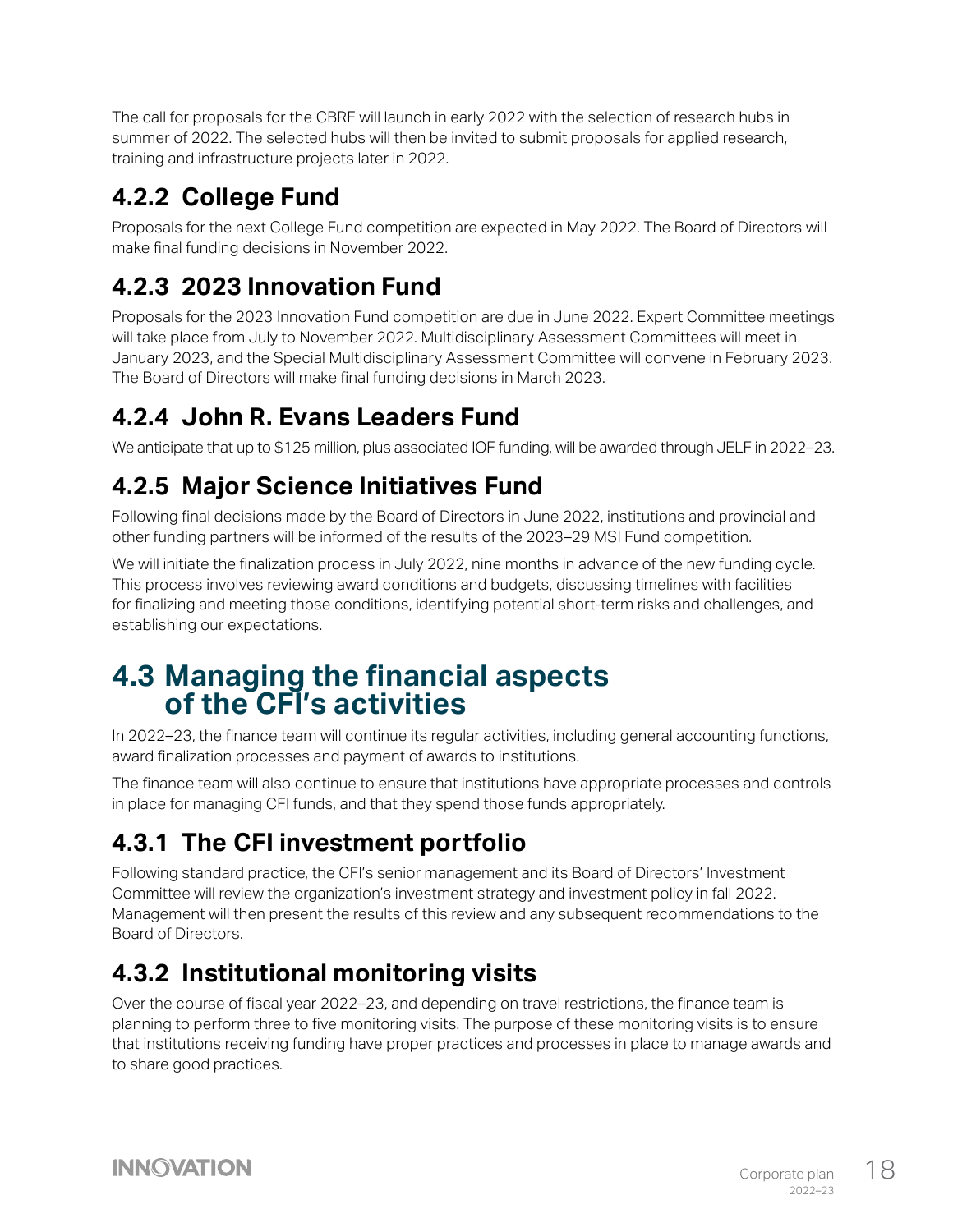The call for proposals for the CBRF will launch in early 2022 with the selection of research hubs in summer of 2022. The selected hubs will then be invited to submit proposals for applied research, training and infrastructure projects later in 2022.

### 4.2.2 College Fund

Proposals for the next College Fund competition are expected in May 2022. The Board of Directors will make final funding decisions in November 2022.

### 4.2.3 2023 Innovation Fund

Proposals for the 2023 Innovation Fund competition are due in June 2022. Expert Committee meetings will take place from July to November 2022. Multidisciplinary Assessment Committees will meet in January 2023, and the Special Multidisciplinary Assessment Committee will convene in February 2023. The Board of Directors will make final funding decisions in March 2023.

### 4.2.4 John R. Evans Leaders Fund

We anticipate that up to $125 million, plus associated IOF funding, will be awarded through JELF in 2022–23.

### 4.2.5 Major Science Initiatives Fund

Following final decisions made by the Board of Directors in June 2022, institutions and provincial and other funding partners will be informed of the results of the 2023–29 MSI Fund competition.

We will initiate the finalization process in July 2022, nine months in advance of the new funding cycle. This process involves reviewing award conditions and budgets, discussing timelines with facilities for finalizing and meeting those conditions, identifying potential short-term risks and challenges, and establishing our expectations.

## 4.3 Managing the financial aspects of the CFI's activities

In 2022–23, the finance team will continue its regular activities, including general accounting functions, award finalization processes and payment of awards to institutions.

The finance team will also continue to ensure that institutions have appropriate processes and controls in place for managing CFI funds, and that they spend those funds appropriately.

### 4.3.1 The CFI investment portfolio

Following standard practice, the CFI's senior management and its Board of Directors' Investment Committee will review the organization's investment strategy and investment policy in fall 2022. Management will then present the results of this review and any subsequent recommendations to the Board of Directors.

### 4.3.2 Institutional monitoring visits

Over the course of fiscal year 2022–23, and depending on travel restrictions, the finance team is planning to perform three to five monitoring visits. The purpose of these monitoring visits is to ensure that institutions receiving funding have proper practices and processes in place to manage awards and to share good practices.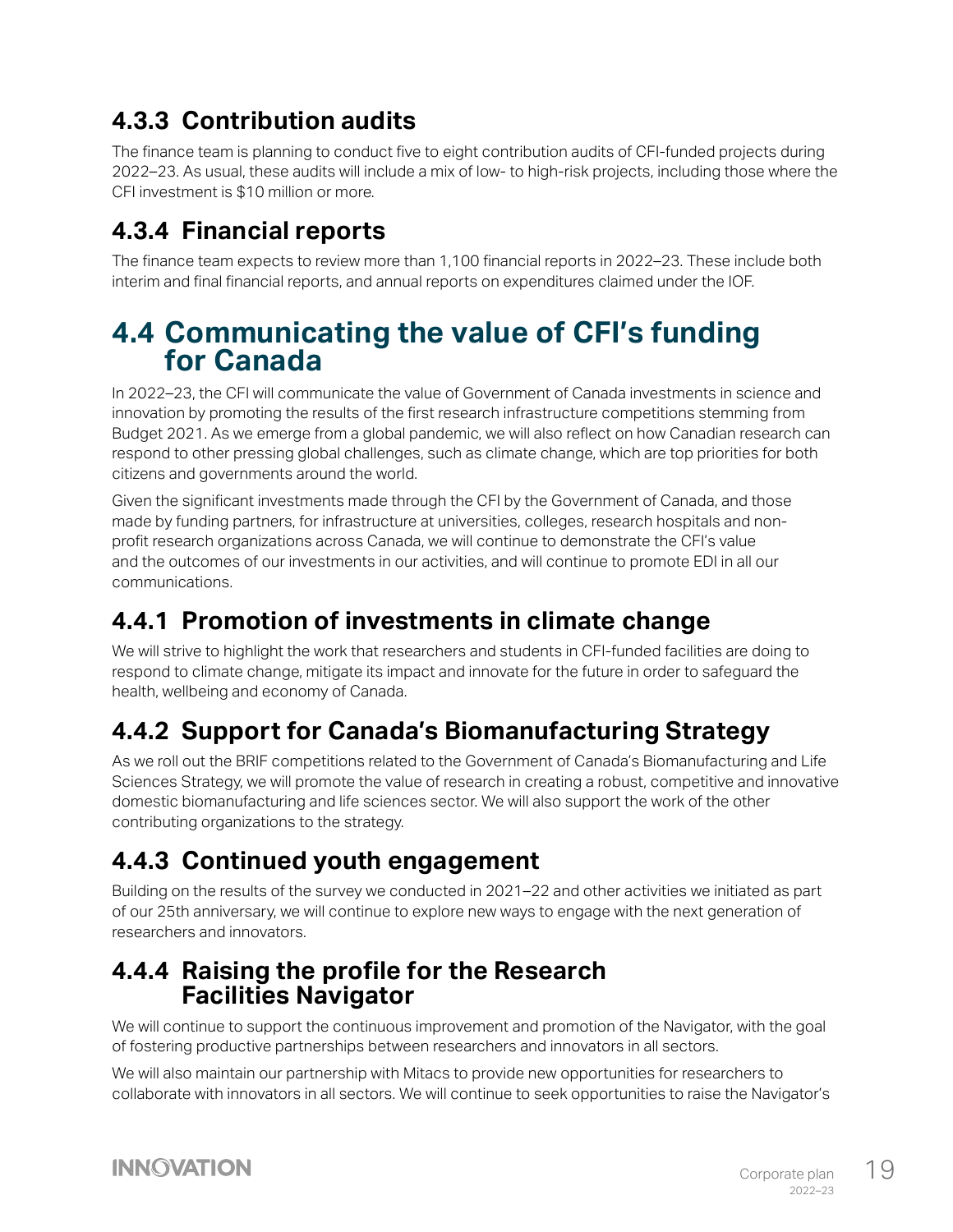### 4.3.3 Contribution audits

The finance team is planning to conduct five to eight contribution audits of CFI-funded projects during 2022–23. As usual, these audits will include a mix of low- to high-risk projects, including those where the CFI investment is $10 million or more.

### 4.3.4 Financial reports

The finance team expects to review more than 1,100 financial reports in 2022–23. These include both interim and final financial reports, and annual reports on expenditures claimed under the IOF.

## 4.4 Communicating the value of CFI's funding for Canada

In 2022–23, the CFI will communicate the value of Government of Canada investments in science and innovation by promoting the results of the first research infrastructure competitions stemming from Budget 2021. As we emerge from a global pandemic, we will also reflect on how Canadian research can respond to other pressing global challenges, such as climate change, which are top priorities for both citizens and governments around the world.

Given the significant investments made through the CFI by the Government of Canada, and those made by funding partners, for infrastructure at universities, colleges, research hospitals and non-profit research organizations across Canada, we will continue to demonstrate the CFI's value and the outcomes of our investments in our activities, and will continue to promote EDI in all our communications.

### 4.4.1 Promotion of investments in climate change

We will strive to highlight the work that researchers and students in CFI-funded facilities are doing to respond to climate change, mitigate its impact and innovate for the future in order to safeguard the health, wellbeing and economy of Canada.

### 4.4.2 Support for Canada's Biomanufacturing Strategy

As we roll out the BRIF competitions related to the Government of Canada's Biomanufacturing and Life Sciences Strategy, we will promote the value of research in creating a robust, competitive and innovative domestic biomanufacturing and life sciences sector. We will also support the work of the other contributing organizations to the strategy.

### 4.4.3 Continued youth engagement

Building on the results of the survey we conducted in 2021–22 and other activities we initiated as part of our 25th anniversary, we will continue to explore new ways to engage with the next generation of researchers and innovators.

### 4.4.4 Raising the profile for the Research Facilities Navigator

We will continue to support the continuous improvement and promotion of the Navigator, with the goal of fostering productive partnerships between researchers and innovators in all sectors.

We will also maintain our partnership with Mitacs to provide new opportunities for researchers to collaborate with innovators in all sectors. We will continue to seek opportunities to raise the Navigator's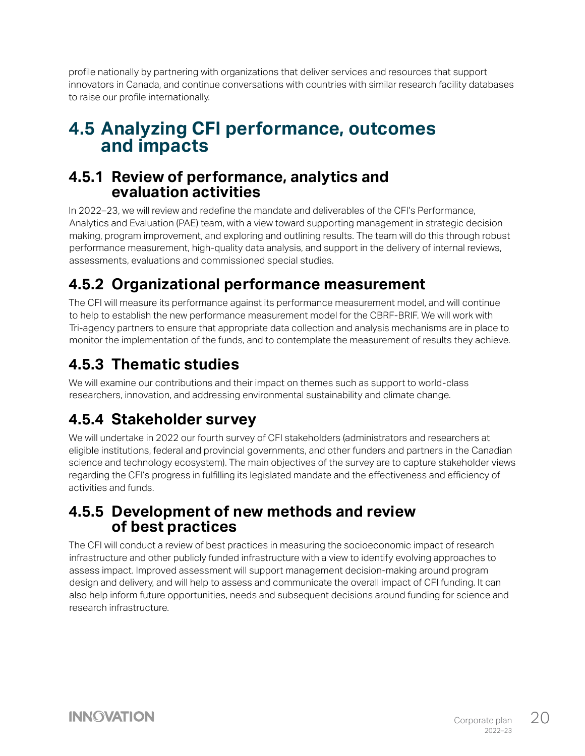profile nationally by partnering with organizations that deliver services and resources that support innovators in Canada, and continue conversations with countries with similar research facility databases to raise our profile internationally.

## 4.5 Analyzing CFI performance, outcomes and impacts

### 4.5.1 Review of performance, analytics and evaluation activities

In 2022–23, we will review and redefine the mandate and deliverables of the CFI's Performance, Analytics and Evaluation (PAE) team, with a view toward supporting management in strategic decision making, program improvement, and exploring and outlining results. The team will do this through robust performance measurement, high-quality data analysis, and support in the delivery of internal reviews, assessments, evaluations and commissioned special studies.

### 4.5.2 Organizational performance measurement

The CFI will measure its performance against its performance measurement model, and will continue to help to establish the new performance measurement model for the CBRF-BRIF. We will work with Tri-agency partners to ensure that appropriate data collection and analysis mechanisms are in place to monitor the implementation of the funds, and to contemplate the measurement of results they achieve.

### 4.5.3 Thematic studies

We will examine our contributions and their impact on themes such as support to world-class researchers, innovation, and addressing environmental sustainability and climate change.

### 4.5.4 Stakeholder survey

We will undertake in 2022 our fourth survey of CFI stakeholders (administrators and researchers at eligible institutions, federal and provincial governments, and other funders and partners in the Canadian science and technology ecosystem). The main objectives of the survey are to capture stakeholder views regarding the CFI's progress in fulfilling its legislated mandate and the effectiveness and efficiency of activities and funds.

### 4.5.5 Development of new methods and review of best practices

The CFI will conduct a review of best practices in measuring the socioeconomic impact of research infrastructure and other publicly funded infrastructure with a view to identify evolving approaches to assess impact. Improved assessment will support management decision-making around program design and delivery, and will help to assess and communicate the overall impact of CFI funding. It can also help inform future opportunities, needs and subsequent decisions around funding for science and research infrastructure.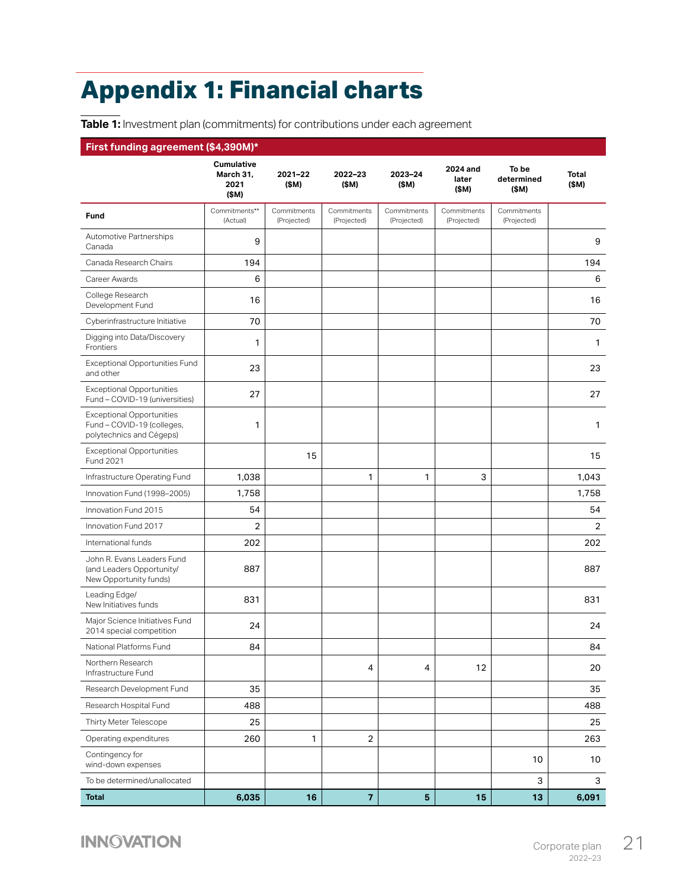# Appendix 1: Financial charts

**Table 1:** Investment plan (commitments) for contributions under each agreement

| First funding agreement ($4,390M)* | | | | | | | |
|---|---|---|---|---|---|---|---|
| | Cumulative March 31, 2021 ($M) | 2021–22 ($M) | 2022–23 ($M) | 2023–24 ($M) | 2024 and later ($M) | To be determined ($M) | Total ($M) |
| **Fund** | Commitments** (Actual) | Commitments (Projected) | Commitments (Projected) | Commitments (Projected) | Commitments (Projected) | Commitments (Projected) | |
| Automotive Partnerships Canada | 9 | | | | | | 9 |
| Canada Research Chairs | 194 | | | | | | 194 |
| Career Awards | 6 | | | | | | 6 |
| College Research Development Fund | 16 | | | | | | 16 |
| Cyberinfrastructure Initiative | 70 | | | | | | 70 |
| Digging into Data/Discovery Frontiers | 1 | | | | | | 1 |
| Exceptional Opportunities Fund and other | 23 | | | | | | 23 |
| Exceptional Opportunities Fund – COVID-19 (universities) | 27 | | | | | | 27 |
| Exceptional Opportunities Fund – COVID-19 (colleges, polytechnics and Cégeps) | 1 | | | | | | 1 |
| Exceptional Opportunities Fund 2021 | | 15 | | | | | 15 |
| Infrastructure Operating Fund | 1,038 | | 1 | 1 | 3 | | 1,043 |
| Innovation Fund (1998–2005) | 1,758 | | | | | | 1,758 |
| Innovation Fund 2015 | 54 | | | | | | 54 |
| Innovation Fund 2017 | 2 | | | | | | 2 |
| International funds | 202 | | | | | | 202 |
| John R. Evans Leaders Fund (and Leaders Opportunity/ New Opportunity funds) | 887 | | | | | | 887 |
| Leading Edge/ New Initiatives funds | 831 | | | | | | 831 |
| Major Science Initiatives Fund 2014 special competition | 24 | | | | | | 24 |
| National Platforms Fund | 84 | | | | | | 84 |
| Northern Research Infrastructure Fund | | | 4 | 4 | 12 | | 20 |
| Research Development Fund | 35 | | | | | | 35 |
| Research Hospital Fund | 488 | | | | | | 488 |
| Thirty Meter Telescope | 25 | | | | | | 25 |
| Operating expenditures | 260 | 1 | 2 | | | | 263 |
| Contingency for wind-down expenses | | | | | | 10 | 10 |
| To be determined/unallocated | | | | | | 3 | 3 |
| **Total** | **6,035** | **16** | **7** | **5** | **15** | **13** | **6,091** |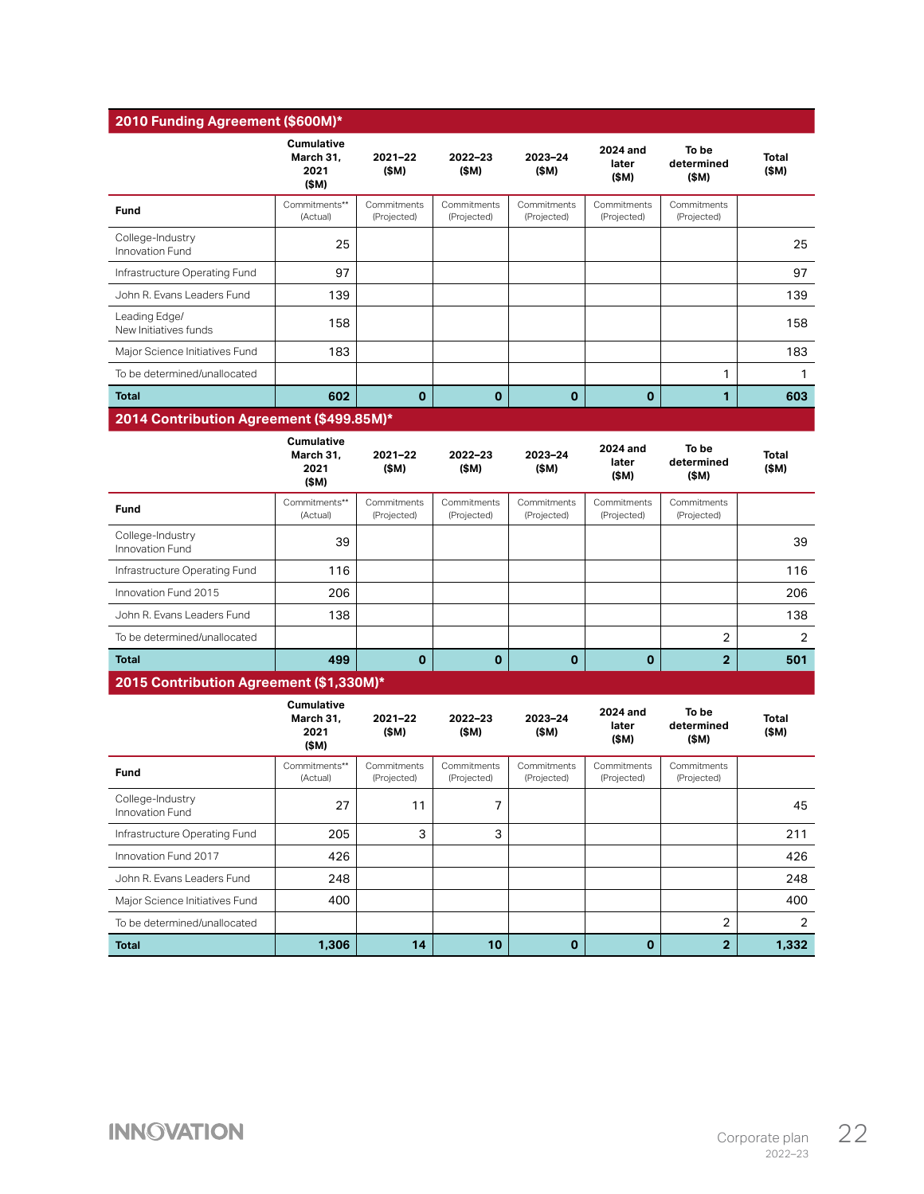## 2010 Funding Agreement ($600M)*

| | Cumulative March 31, 2021 ($M) | 2021–22 ($M) | 2022–23 ($M) | 2023–24 ($M) | 2024 and later ($M) | To be determined ($M) | Total ($M) |
|---|---|---|---|---|---|---|---|
| **Fund** | Commitments** (Actual) | Commitments (Projected) | Commitments (Projected) | Commitments (Projected) | Commitments (Projected) | Commitments (Projected) | |
| College-Industry Innovation Fund | 25 | | | | | | 25 |
| Infrastructure Operating Fund | 97 | | | | | | 97 |
| John R. Evans Leaders Fund | 139 | | | | | | 139 |
| Leading Edge/ New Initiatives funds | 158 | | | | | | 158 |
| Major Science Initiatives Fund | 183 | | | | | | 183 |
| To be determined/unallocated | | | | | | 1 | 1 |
| **Total** | **602** | **0** | **0** | **0** | **0** | **1** | **603** |

## 2014 Contribution Agreement ($499.85M)*

| | Cumulative March 31, 2021 ($M) | 2021–22 ($M) | 2022–23 ($M) | 2023–24 ($M) | 2024 and later ($M) | To be determined ($M) | Total ($M) |
|---|---|---|---|---|---|---|---|
| **Fund** | Commitments** (Actual) | Commitments (Projected) | Commitments (Projected) | Commitments (Projected) | Commitments (Projected) | Commitments (Projected) | |
| College-Industry Innovation Fund | 39 | | | | | | 39 |
| Infrastructure Operating Fund | 116 | | | | | | 116 |
| Innovation Fund 2015 | 206 | | | | | | 206 |
| John R. Evans Leaders Fund | 138 | | | | | | 138 |
| To be determined/unallocated | | | | | | 2 | 2 |
| **Total** | **499** | **0** | **0** | **0** | **0** | **2** | **501** |

## 2015 Contribution Agreement ($1,330M)*

| | Cumulative March 31, 2021 ($M) | 2021–22 ($M) | 2022–23 ($M) | 2023–24 ($M) | 2024 and later ($M) | To be determined ($M) | Total ($M) |
|---|---|---|---|---|---|---|---|
| **Fund** | Commitments** (Actual) | Commitments (Projected) | Commitments (Projected) | Commitments (Projected) | Commitments (Projected) | Commitments (Projected) | |
| College-Industry Innovation Fund | 27 | 11 | 7 | | | | 45 |
| Infrastructure Operating Fund | 205 | 3 | 3 | | | | 211 |
| Innovation Fund 2017 | 426 | | | | | | 426 |
| John R. Evans Leaders Fund | 248 | | | | | | 248 |
| Major Science Initiatives Fund | 400 | | | | | | 400 |
| To be determined/unallocated | | | | | | 2 | 2 |
| **Total** | **1,306** | **14** | **10** | **0** | **0** | **2** | **1,332** |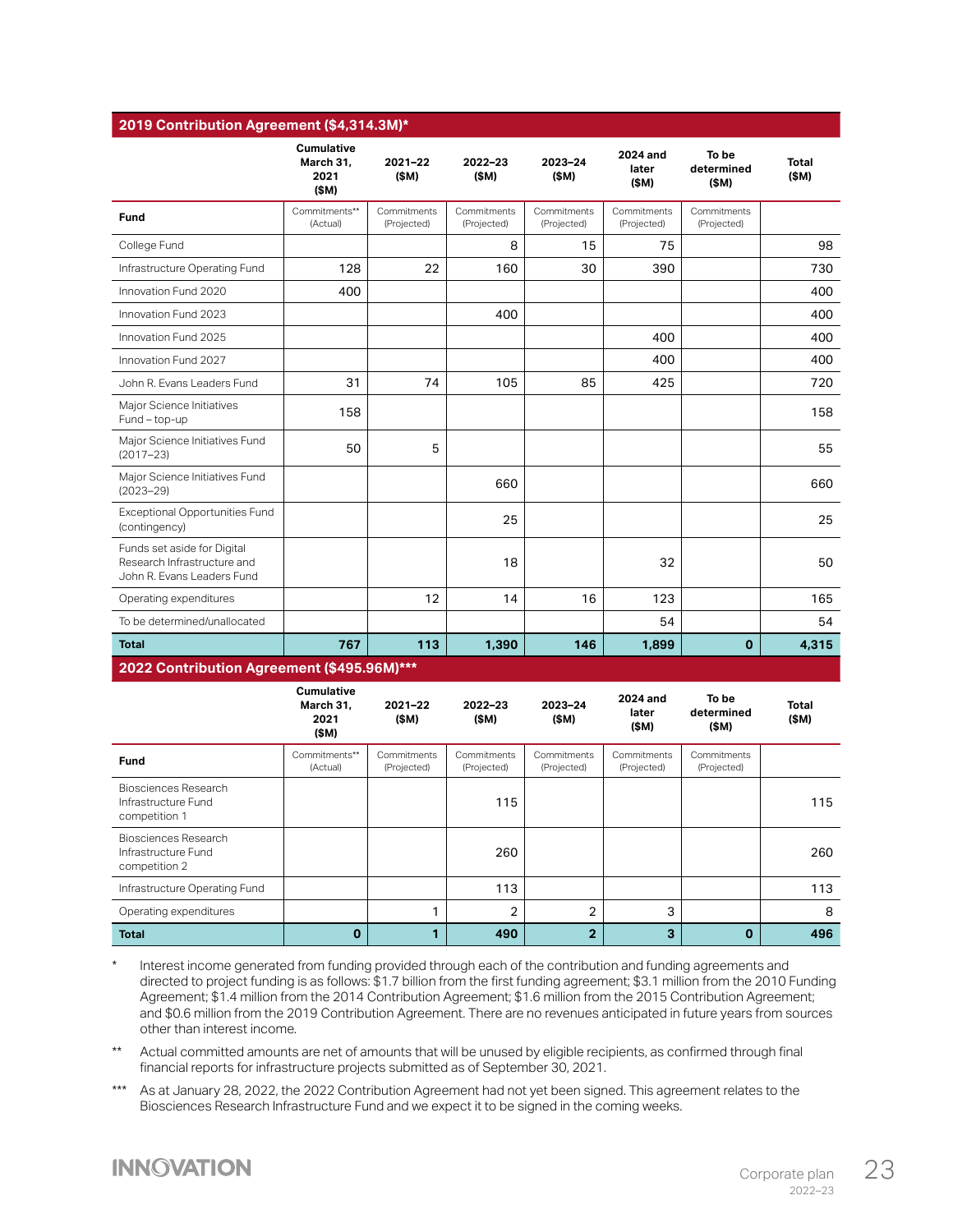## 2019 Contribution Agreement ($4,314.3M)*

| | Cumulative March 31, 2021 ($M) | 2021–22 ($M) | 2022–23 ($M) | 2023–24 ($M) | 2024 and later ($M) | To be determined ($M) | Total ($M) |
|---|---|---|---|---|---|---|---|
| **Fund** | Commitments** (Actual) | Commitments (Projected) | Commitments (Projected) | Commitments (Projected) | Commitments (Projected) | Commitments (Projected) | |
| College Fund | | | 8 | 15 | 75 | | 98 |
| Infrastructure Operating Fund | 128 | 22 | 160 | 30 | 390 | | 730 |
| Innovation Fund 2020 | 400 | | | | | | 400 |
| Innovation Fund 2023 | | | 400 | | | | 400 |
| Innovation Fund 2025 | | | | | 400 | | 400 |
| Innovation Fund 2027 | | | | | 400 | | 400 |
| John R. Evans Leaders Fund | 31 | 74 | 105 | 85 | 425 | | 720 |
| Major Science Initiatives Fund – top-up | 158 | | | | | | 158 |
| Major Science Initiatives Fund (2017–23) | 50 | 5 | | | | | 55 |
| Major Science Initiatives Fund (2023–29) | | | 660 | | | | 660 |
| Exceptional Opportunities Fund (contingency) | | | 25 | | | | 25 |
| Funds set aside for Digital Research Infrastructure and John R. Evans Leaders Fund | | | 18 | | 32 | | 50 |
| Operating expenditures | | 12 | 14 | 16 | 123 | | 165 |
| To be determined/unallocated | | | | | 54 | | 54 |
| **Total** | **767** | **113** | **1,390** | **146** | **1,899** | **0** | **4,315** |

## 2022 Contribution Agreement ($495.96M)***

| | Cumulative March 31, 2021 ($M) | 2021–22 ($M) | 2022–23 ($M) | 2023–24 ($M) | 2024 and later ($M) | To be determined ($M) | Total ($M) |
|---|---|---|---|---|---|---|---|
| **Fund** | Commitments** (Actual) | Commitments (Projected) | Commitments (Projected) | Commitments (Projected) | Commitments (Projected) | Commitments (Projected) | |
| Biosciences Research Infrastructure Fund competition 1 | | | 115 | | | | 115 |
| Biosciences Research Infrastructure Fund competition 2 | | | 260 | | | | 260 |
| Infrastructure Operating Fund | | | 113 | | | | 113 |
| Operating expenditures | | 1 | 2 | 2 | 3 | | 8 |
| **Total** | **0** | **1** | **490** | **2** | **3** | **0** | **496** |

\* Interest income generated from funding provided through each of the contribution and funding agreements and directed to project funding is as follows: $1.7 billion from the first funding agreement; $3.1 million from the 2010 Funding Agreement; $1.4 million from the 2014 Contribution Agreement; $1.6 million from the 2015 Contribution Agreement; and $0.6 million from the 2019 Contribution Agreement. There are no revenues anticipated in future years from sources other than interest income.

\*\* Actual committed amounts are net of amounts that will be unused by eligible recipients, as confirmed through final financial reports for infrastructure projects submitted as of September 30, 2021.

\*\*\* As at January 28, 2022, the 2022 Contribution Agreement had not yet been signed. This agreement relates to the Biosciences Research Infrastructure Fund and we expect it to be signed in the coming weeks.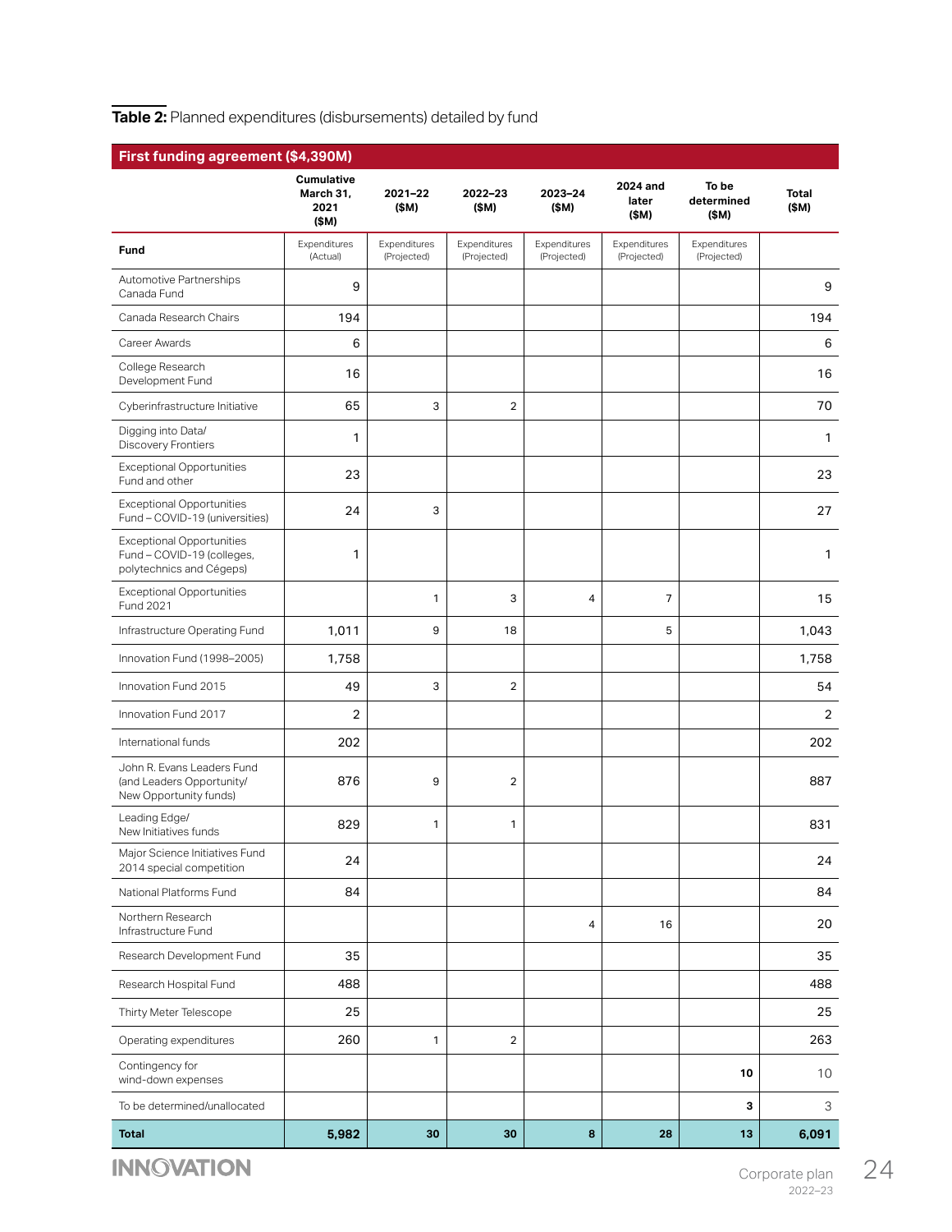**Table 2:** Planned expenditures (disbursements) detailed by fund

| First funding agreement ($4,390M) | | | | | | | |
|---|---|---|---|---|---|---|---|
| | Cumulative March 31, 2021 ($M) | 2021–22 ($M) | 2022–23 ($M) | 2023–24 ($M) | 2024 and later ($M) | To be determined ($M) | Total ($M) |
| **Fund** | Expenditures (Actual) | Expenditures (Projected) | Expenditures (Projected) | Expenditures (Projected) | Expenditures (Projected) | Expenditures (Projected) | |
| Automotive Partnerships Canada Fund | 9 | | | | | | 9 |
| Canada Research Chairs | 194 | | | | | | 194 |
| Career Awards | 6 | | | | | | 6 |
| College Research Development Fund | 16 | | | | | | 16 |
| Cyberinfrastructure Initiative | 65 | 3 | 2 | | | | 70 |
| Digging into Data/ Discovery Frontiers | 1 | | | | | | 1 |
| Exceptional Opportunities Fund and other | 23 | | | | | | 23 |
| Exceptional Opportunities Fund – COVID-19 (universities) | 24 | 3 | | | | | 27 |
| Exceptional Opportunities Fund – COVID-19 (colleges, polytechnics and Cégeps) | 1 | | | | | | 1 |
| Exceptional Opportunities Fund 2021 | | 1 | 3 | 4 | 7 | | 15 |
| Infrastructure Operating Fund | 1,011 | 9 | 18 | | 5 | | 1,043 |
| Innovation Fund (1998–2005) | 1,758 | | | | | | 1,758 |
| Innovation Fund 2015 | 49 | 3 | 2 | | | | 54 |
| Innovation Fund 2017 | 2 | | | | | | 2 |
| International funds | 202 | | | | | | 202 |
| John R. Evans Leaders Fund (and Leaders Opportunity/ New Opportunity funds) | 876 | 9 | 2 | | | | 887 |
| Leading Edge/ New Initiatives funds | 829 | 1 | 1 | | | | 831 |
| Major Science Initiatives Fund 2014 special competition | 24 | | | | | | 24 |
| National Platforms Fund | 84 | | | | | | 84 |
| Northern Research Infrastructure Fund | | | | 4 | 16 | | 20 |
| Research Development Fund | 35 | | | | | | 35 |
| Research Hospital Fund | 488 | | | | | | 488 |
| Thirty Meter Telescope | 25 | | | | | | 25 |
| Operating expenditures | 260 | 1 | 2 | | | | 263 |
| Contingency for wind-down expenses | | | | | | **10** | 10 |
| To be determined/unallocated | | | | | | **3** | 3 |
| **Total** | **5,982** | **30** | **30** | **8** | **28** | **13** | **6,091** |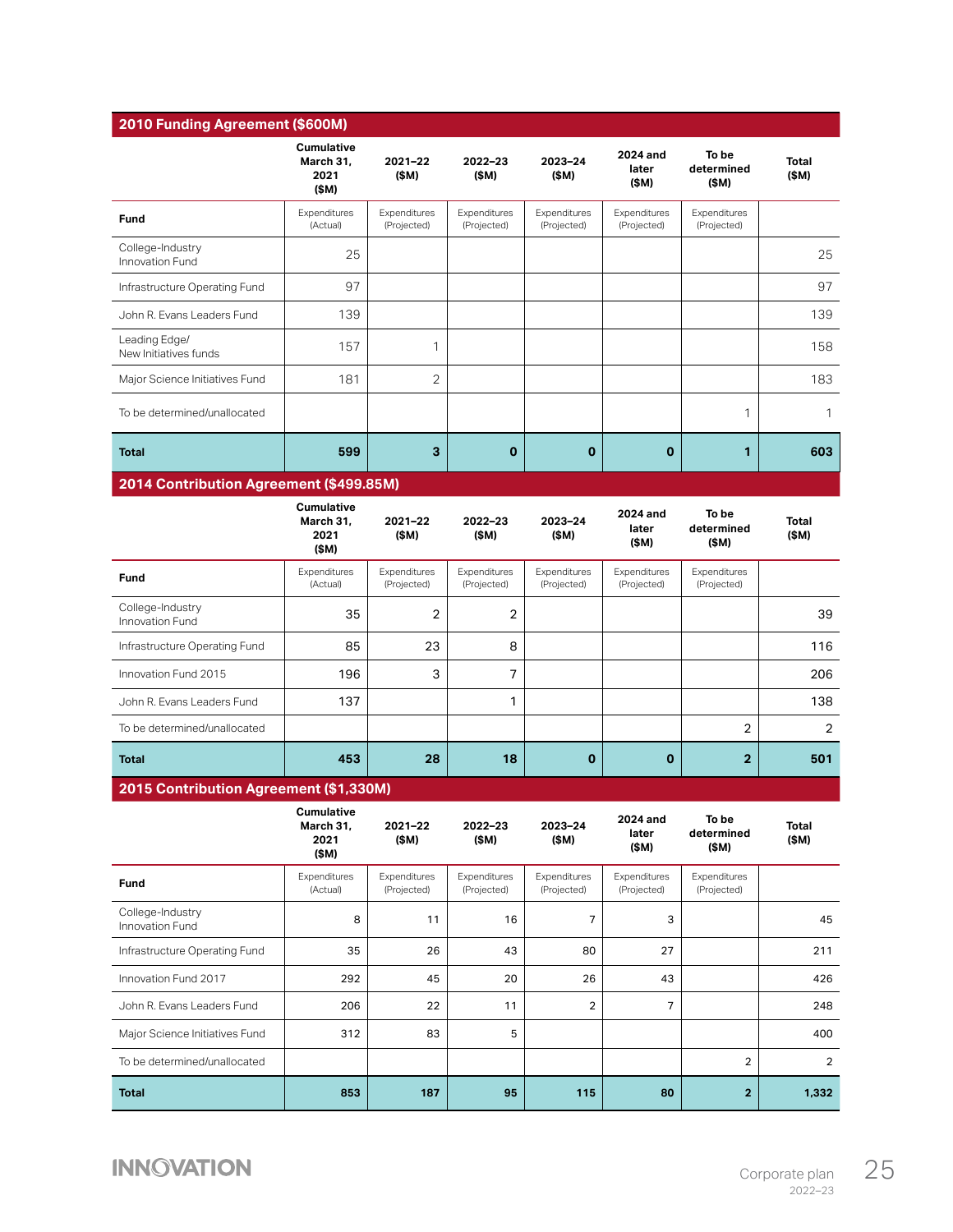## 2010 Funding Agreement ($600M)

| Fund | Cumulative March 31, 2021 ($M) | 2021–22 ($M) | 2022–23 ($M) | 2023–24 ($M) | 2024 and later ($M) | To be determined ($M) | Total ($M) |
|---|---|---|---|---|---|---|---|
| | Expenditures (Actual) | Expenditures (Projected) | Expenditures (Projected) | Expenditures (Projected) | Expenditures (Projected) | Expenditures (Projected) | |
| College-Industry Innovation Fund | 25 | | | | | | 25 |
| Infrastructure Operating Fund | 97 | | | | | | 97 |
| John R. Evans Leaders Fund | 139 | | | | | | 139 |
| Leading Edge/ New Initiatives funds | 157 | 1 | | | | | 158 |
| Major Science Initiatives Fund | 181 | 2 | | | | | 183 |
| To be determined/unallocated | | | | | | 1 | 1 |
| **Total** | **599** | **3** | **0** | **0** | **0** | **1** | **603** |

## 2014 Contribution Agreement ($499.85M)

| Fund | Cumulative March 31, 2021 ($M) | 2021–22 ($M) | 2022–23 ($M) | 2023–24 ($M) | 2024 and later ($M) | To be determined ($M) | Total ($M) |
|---|---|---|---|---|---|---|---|
| | Expenditures (Actual) | Expenditures (Projected) | Expenditures (Projected) | Expenditures (Projected) | Expenditures (Projected) | Expenditures (Projected) | |
| College-Industry Innovation Fund | 35 | 2 | 2 | | | | 39 |
| Infrastructure Operating Fund | 85 | 23 | 8 | | | | 116 |
| Innovation Fund 2015 | 196 | 3 | 7 | | | | 206 |
| John R. Evans Leaders Fund | 137 | | 1 | | | | 138 |
| To be determined/unallocated | | | | | | 2 | 2 |
| **Total** | **453** | **28** | **18** | **0** | **0** | **2** | **501** |

## 2015 Contribution Agreement ($1,330M)

| Fund | Cumulative March 31, 2021 ($M) | 2021–22 ($M) | 2022–23 ($M) | 2023–24 ($M) | 2024 and later ($M) | To be determined ($M) | Total ($M) |
|---|---|---|---|---|---|---|---|
| | Expenditures (Actual) | Expenditures (Projected) | Expenditures (Projected) | Expenditures (Projected) | Expenditures (Projected) | Expenditures (Projected) | |
| College-Industry Innovation Fund | 8 | 11 | 16 | 7 | 3 | | 45 |
| Infrastructure Operating Fund | 35 | 26 | 43 | 80 | 27 | | 211 |
| Innovation Fund 2017 | 292 | 45 | 20 | 26 | 43 | | 426 |
| John R. Evans Leaders Fund | 206 | 22 | 11 | 2 | 7 | | 248 |
| Major Science Initiatives Fund | 312 | 83 | 5 | | | | 400 |
| To be determined/unallocated | | | | | | 2 | 2 |
| **Total** | **853** | **187** | **95** | **115** | **80** | **2** | **1,332** |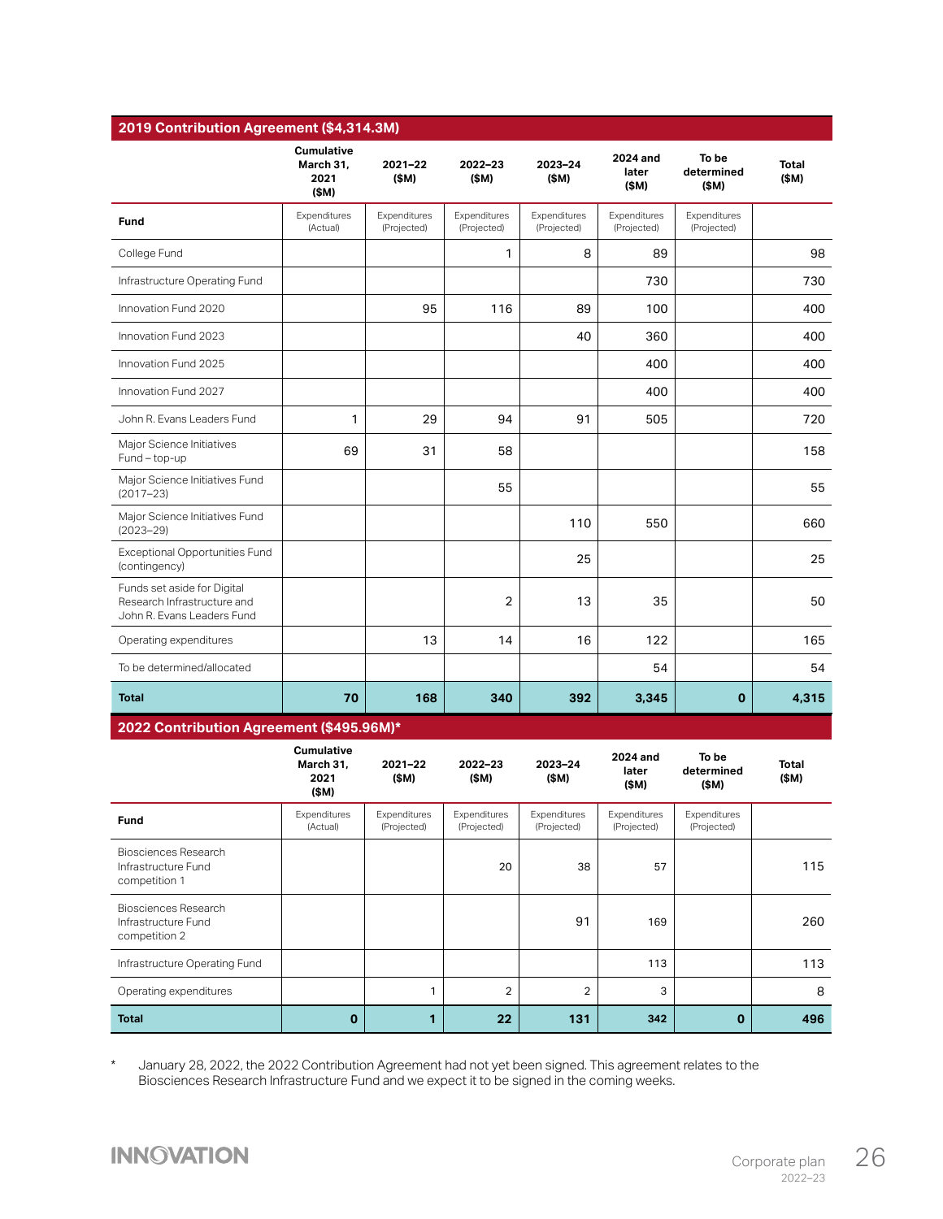## 2019 Contribution Agreement ($4,314.3M)

| Fund | Cumulative March 31, 2021 ($M) Expenditures (Actual) | 2021–22 ($M) Expenditures (Projected) | 2022–23 ($M) Expenditures (Projected) | 2023–24 ($M) Expenditures (Projected) | 2024 and later ($M) Expenditures (Projected) | To be determined ($M) Expenditures (Projected) | Total ($M) |
|---|---|---|---|---|---|---|---|
| College Fund | | | 1 | 8 | 89 | | 98 |
| Infrastructure Operating Fund | | | | | 730 | | 730 |
| Innovation Fund 2020 | | 95 | 116 | 89 | 100 | | 400 |
| Innovation Fund 2023 | | | | 40 | 360 | | 400 |
| Innovation Fund 2025 | | | | | 400 | | 400 |
| Innovation Fund 2027 | | | | | 400 | | 400 |
| John R. Evans Leaders Fund | 1 | 29 | 94 | 91 | 505 | | 720 |
| Major Science Initiatives Fund – top-up | 69 | 31 | 58 | | | | 158 |
| Major Science Initiatives Fund (2017–23) | | | 55 | | | | 55 |
| Major Science Initiatives Fund (2023–29) | | | | 110 | 550 | | 660 |
| Exceptional Opportunities Fund (contingency) | | | | 25 | | | 25 |
| Funds set aside for Digital Research Infrastructure and John R. Evans Leaders Fund | | | 2 | 13 | 35 | | 50 |
| Operating expenditures | | 13 | 14 | 16 | 122 | | 165 |
| To be determined/allocated | | | | | 54 | | 54 |
| **Total** | **70** | **168** | **340** | **392** | **3,345** | **0** | **4,315** |

## 2022 Contribution Agreement ($495.96M)*

| Fund | Cumulative March 31, 2021 ($M) Expenditures (Actual) | 2021–22 ($M) Expenditures (Projected) | 2022–23 ($M) Expenditures (Projected) | 2023–24 ($M) Expenditures (Projected) | 2024 and later ($M) Expenditures (Projected) | To be determined ($M) Expenditures (Projected) | Total ($M) |
|---|---|---|---|---|---|---|---|
| Biosciences Research Infrastructure Fund competition 1 | | | 20 | 38 | 57 | | 115 |
| Biosciences Research Infrastructure Fund competition 2 | | | | 91 | 169 | | 260 |
| Infrastructure Operating Fund | | | | | 113 | | 113 |
| Operating expenditures | | 1 | 2 | 2 | 3 | | 8 |
| **Total** | **0** | **1** | **22** | **131** | **342** | **0** | **496** |

\* January 28, 2022, the 2022 Contribution Agreement had not yet been signed. This agreement relates to the Biosciences Research Infrastructure Fund and we expect it to be signed in the coming weeks.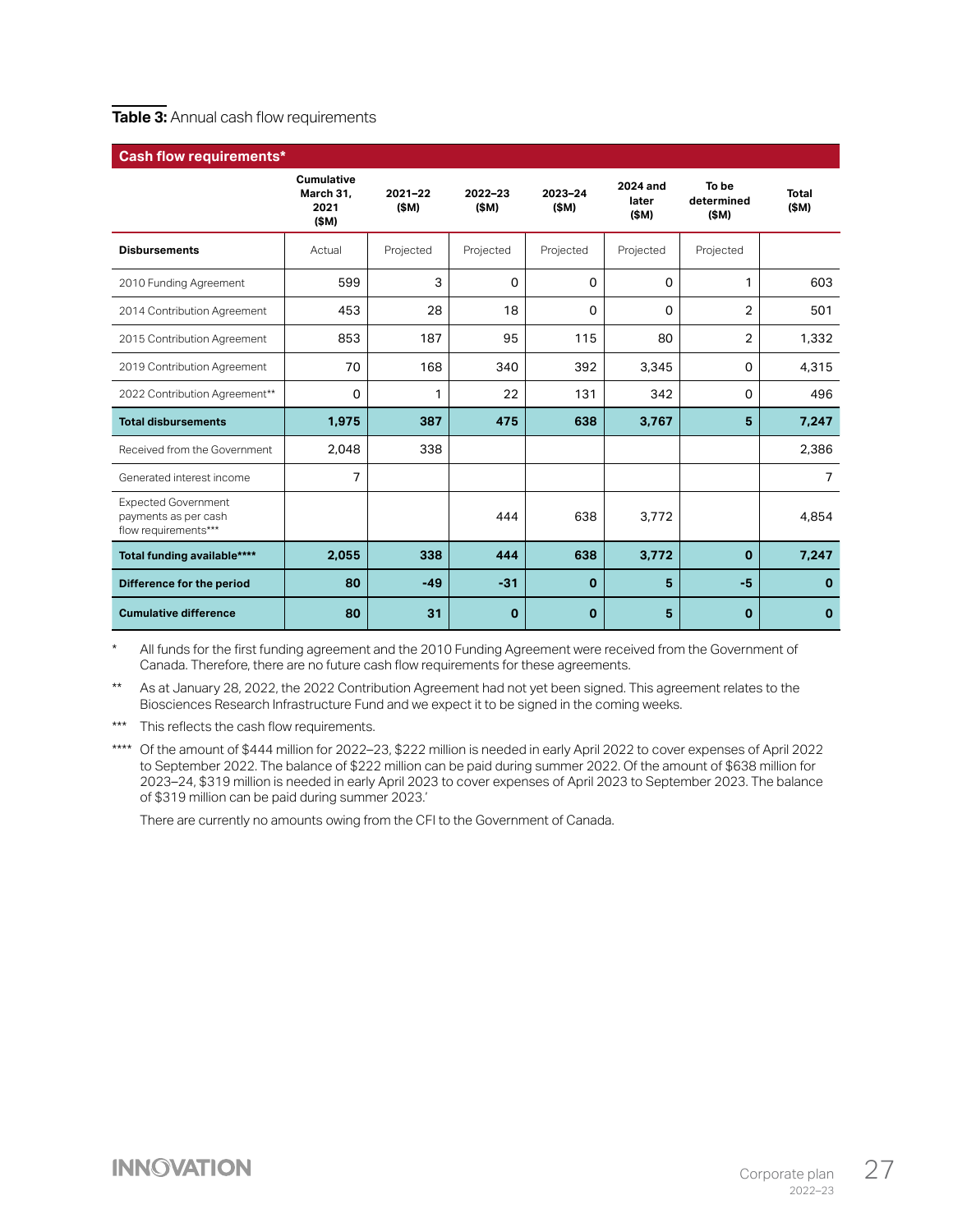**Table 3:** Annual cash flow requirements

| Cash flow requirements* | Cumulative March 31, 2021 ($M) | 2021–22 ($M) | 2022–23 ($M) | 2023–24 ($M) | 2024 and later ($M) | To be determined ($M) | Total ($M) |
|---|---|---|---|---|---|---|---|
| **Disbursements** | Actual | Projected | Projected | Projected | Projected | Projected | |
| 2010 Funding Agreement | 599 | 3 | 0 | 0 | 0 | 1 | 603 |
| 2014 Contribution Agreement | 453 | 28 | 18 | 0 | 0 | 2 | 501 |
| 2015 Contribution Agreement | 853 | 187 | 95 | 115 | 80 | 2 | 1,332 |
| 2019 Contribution Agreement | 70 | 168 | 340 | 392 | 3,345 | 0 | 4,315 |
| 2022 Contribution Agreement** | 0 | 1 | 22 | 131 | 342 | 0 | 496 |
| **Total disbursements** | **1,975** | **387** | **475** | **638** | **3,767** | **5** | **7,247** |
| Received from the Government | 2,048 | 338 | | | | | 2,386 |
| Generated interest income | 7 | | | | | | 7 |
| Expected Government payments as per cash flow requirements*** | | | 444 | 638 | 3,772 | | 4,854 |
| **Total funding available****** | **2,055** | **338** | **444** | **638** | **3,772** | **0** | **7,247** |
| **Difference for the period** | **80** | **-49** | **-31** | **0** | **5** | **-5** | **0** |
| **Cumulative difference** | **80** | **31** | **0** | **0** | **5** | **0** | **0** |

\* All funds for the first funding agreement and the 2010 Funding Agreement were received from the Government of Canada. Therefore, there are no future cash flow requirements for these agreements.

** As at January 28, 2022, the 2022 Contribution Agreement had not yet been signed. This agreement relates to the Biosciences Research Infrastructure Fund and we expect it to be signed in the coming weeks.

*** This reflects the cash flow requirements.

**** Of the amount of $444 million for 2022–23, $222 million is needed in early April 2022 to cover expenses of April 2022 to September 2022. The balance of $222 million can be paid during summer 2022. Of the amount of $638 million for 2023–24, $319 million is needed in early April 2023 to cover expenses of April 2023 to September 2023. The balance of $319 million can be paid during summer 2023.'

There are currently no amounts owing from the CFI to the Government of Canada.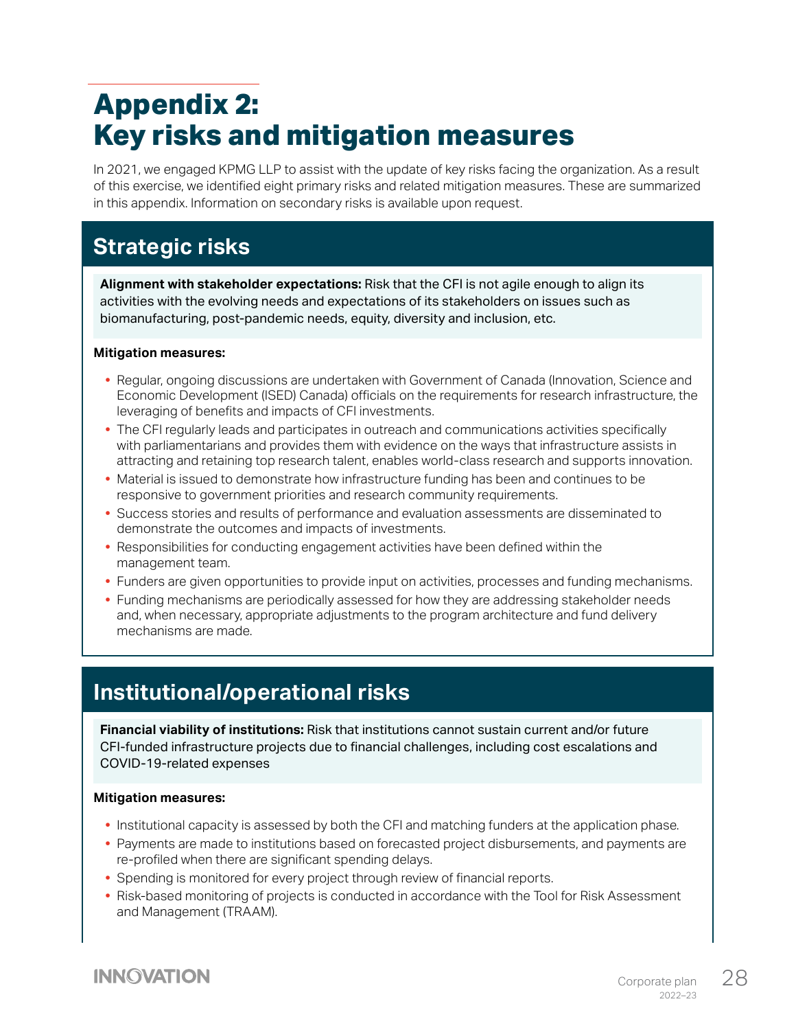# Appendix 2: Key risks and mitigation measures

In 2021, we engaged KPMG LLP to assist with the update of key risks facing the organization. As a result of this exercise, we identified eight primary risks and related mitigation measures. These are summarized in this appendix. Information on secondary risks is available upon request.

## Strategic risks

**Alignment with stakeholder expectations:** Risk that the CFI is not agile enough to align its activities with the evolving needs and expectations of its stakeholders on issues such as biomanufacturing, post-pandemic needs, equity, diversity and inclusion, etc.

**Mitigation measures:**

- Regular, ongoing discussions are undertaken with Government of Canada (Innovation, Science and Economic Development (ISED) Canada) officials on the requirements for research infrastructure, the leveraging of benefits and impacts of CFI investments.
- The CFI regularly leads and participates in outreach and communications activities specifically with parliamentarians and provides them with evidence on the ways that infrastructure assists in attracting and retaining top research talent, enables world-class research and supports innovation.
- Material is issued to demonstrate how infrastructure funding has been and continues to be responsive to government priorities and research community requirements.
- Success stories and results of performance and evaluation assessments are disseminated to demonstrate the outcomes and impacts of investments.
- Responsibilities for conducting engagement activities have been defined within the management team.
- Funders are given opportunities to provide input on activities, processes and funding mechanisms.
- Funding mechanisms are periodically assessed for how they are addressing stakeholder needs and, when necessary, appropriate adjustments to the program architecture and fund delivery mechanisms are made.

## Institutional/operational risks

**Financial viability of institutions:** Risk that institutions cannot sustain current and/or future CFI-funded infrastructure projects due to financial challenges, including cost escalations and COVID-19-related expenses

**Mitigation measures:**

- Institutional capacity is assessed by both the CFI and matching funders at the application phase.
- Payments are made to institutions based on forecasted project disbursements, and payments are re-profiled when there are significant spending delays.
- Spending is monitored for every project through review of financial reports.
- Risk-based monitoring of projects is conducted in accordance with the Tool for Risk Assessment and Management (TRAAM).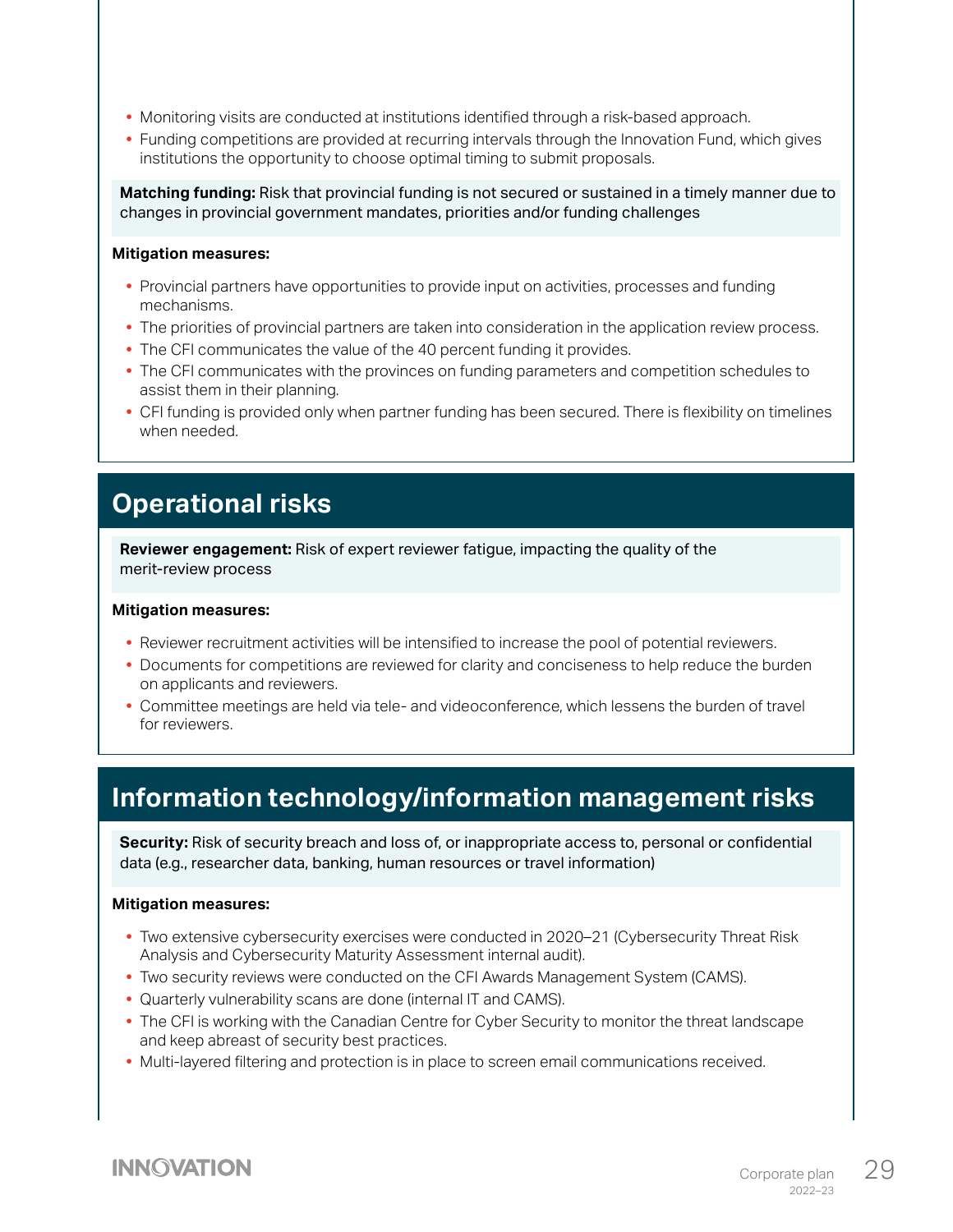- Monitoring visits are conducted at institutions identified through a risk-based approach.
- Funding competitions are provided at recurring intervals through the Innovation Fund, which gives institutions the opportunity to choose optimal timing to submit proposals.

**Matching funding:** Risk that provincial funding is not secured or sustained in a timely manner due to changes in provincial government mandates, priorities and/or funding challenges

**Mitigation measures:**

- Provincial partners have opportunities to provide input on activities, processes and funding mechanisms.
- The priorities of provincial partners are taken into consideration in the application review process.
- The CFI communicates the value of the 40 percent funding it provides.
- The CFI communicates with the provinces on funding parameters and competition schedules to assist them in their planning.
- CFI funding is provided only when partner funding has been secured. There is flexibility on timelines when needed.

## Operational risks

**Reviewer engagement:** Risk of expert reviewer fatigue, impacting the quality of the merit-review process

**Mitigation measures:**

- Reviewer recruitment activities will be intensified to increase the pool of potential reviewers.
- Documents for competitions are reviewed for clarity and conciseness to help reduce the burden on applicants and reviewers.
- Committee meetings are held via tele- and videoconference, which lessens the burden of travel for reviewers.

## Information technology/information management risks

**Security:** Risk of security breach and loss of, or inappropriate access to, personal or confidential data (e.g., researcher data, banking, human resources or travel information)

**Mitigation measures:**

- Two extensive cybersecurity exercises were conducted in 2020–21 (Cybersecurity Threat Risk Analysis and Cybersecurity Maturity Assessment internal audit).
- Two security reviews were conducted on the CFI Awards Management System (CAMS).
- Quarterly vulnerability scans are done (internal IT and CAMS).
- The CFI is working with the Canadian Centre for Cyber Security to monitor the threat landscape and keep abreast of security best practices.
- Multi-layered filtering and protection is in place to screen email communications received.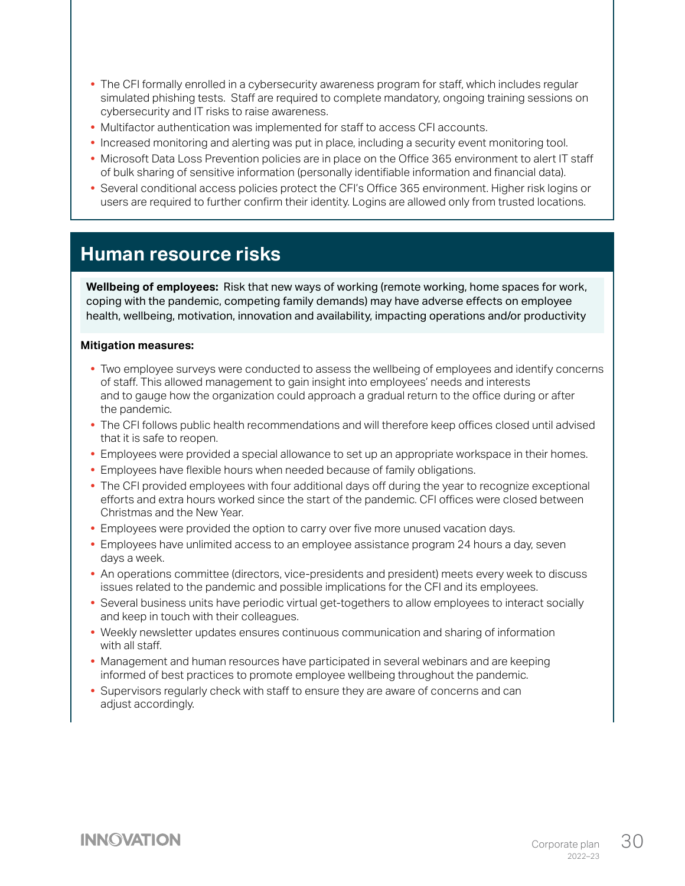- The CFI formally enrolled in a cybersecurity awareness program for staff, which includes regular simulated phishing tests. Staff are required to complete mandatory, ongoing training sessions on cybersecurity and IT risks to raise awareness.
- Multifactor authentication was implemented for staff to access CFI accounts.
- Increased monitoring and alerting was put in place, including a security event monitoring tool.
- Microsoft Data Loss Prevention policies are in place on the Office 365 environment to alert IT staff of bulk sharing of sensitive information (personally identifiable information and financial data).
- Several conditional access policies protect the CFI's Office 365 environment. Higher risk logins or users are required to further confirm their identity. Logins are allowed only from trusted locations.

## Human resource risks

**Wellbeing of employees:** Risk that new ways of working (remote working, home spaces for work, coping with the pandemic, competing family demands) may have adverse effects on employee health, wellbeing, motivation, innovation and availability, impacting operations and/or productivity

**Mitigation measures:**

- Two employee surveys were conducted to assess the wellbeing of employees and identify concerns of staff. This allowed management to gain insight into employees' needs and interests and to gauge how the organization could approach a gradual return to the office during or after the pandemic.
- The CFI follows public health recommendations and will therefore keep offices closed until advised that it is safe to reopen.
- Employees were provided a special allowance to set up an appropriate workspace in their homes.
- Employees have flexible hours when needed because of family obligations.
- The CFI provided employees with four additional days off during the year to recognize exceptional efforts and extra hours worked since the start of the pandemic. CFI offices were closed between Christmas and the New Year.
- Employees were provided the option to carry over five more unused vacation days.
- Employees have unlimited access to an employee assistance program 24 hours a day, seven days a week.
- An operations committee (directors, vice-presidents and president) meets every week to discuss issues related to the pandemic and possible implications for the CFI and its employees.
- Several business units have periodic virtual get-togethers to allow employees to interact socially and keep in touch with their colleagues.
- Weekly newsletter updates ensures continuous communication and sharing of information with all staff.
- Management and human resources have participated in several webinars and are keeping informed of best practices to promote employee wellbeing throughout the pandemic.
- Supervisors regularly check with staff to ensure they are aware of concerns and can adjust accordingly.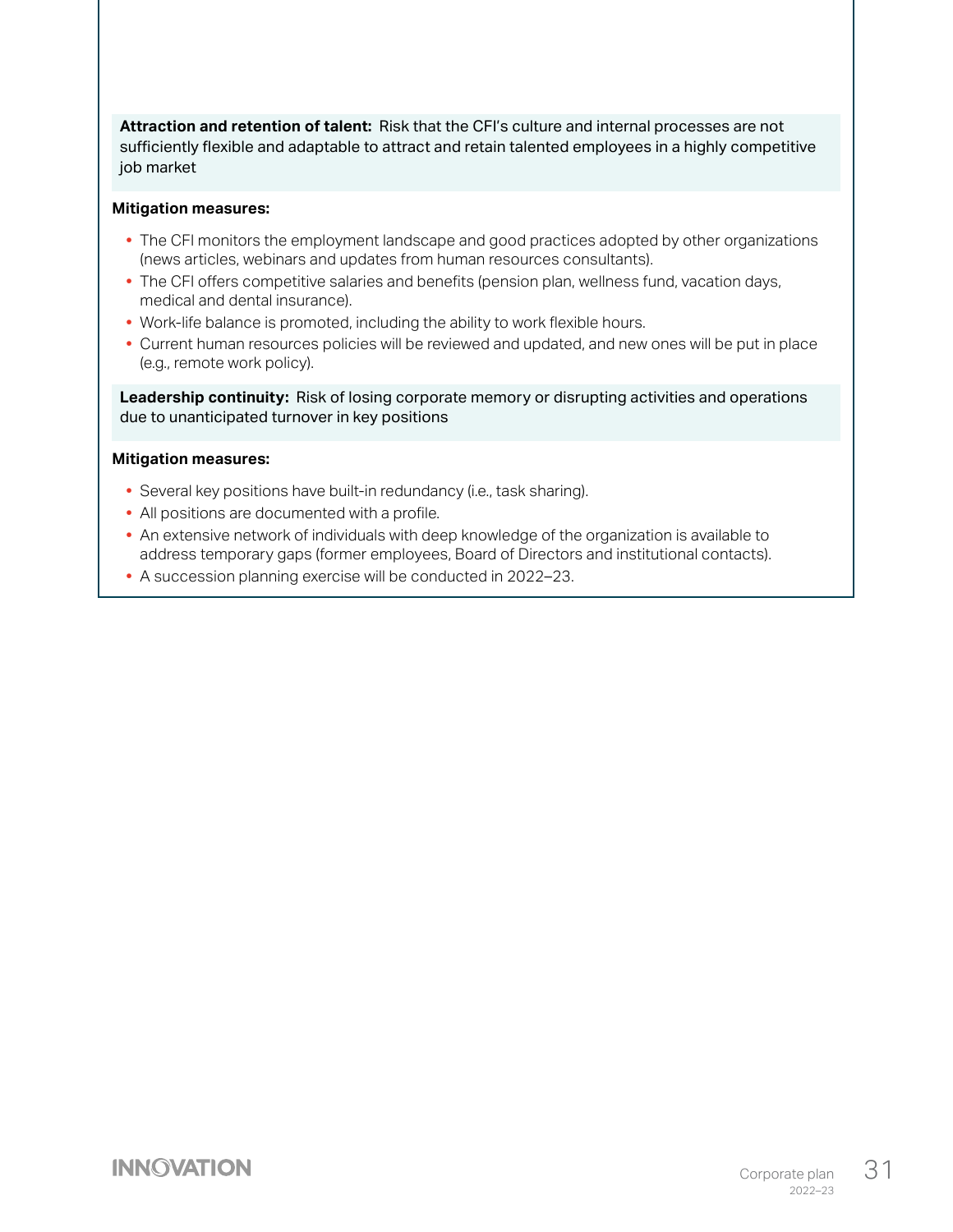**Attraction and retention of talent:** Risk that the CFI's culture and internal processes are not sufficiently flexible and adaptable to attract and retain talented employees in a highly competitive job market

**Mitigation measures:**

- The CFI monitors the employment landscape and good practices adopted by other organizations (news articles, webinars and updates from human resources consultants).
- The CFI offers competitive salaries and benefits (pension plan, wellness fund, vacation days, medical and dental insurance).
- Work-life balance is promoted, including the ability to work flexible hours.
- Current human resources policies will be reviewed and updated, and new ones will be put in place (e.g., remote work policy).

**Leadership continuity:** Risk of losing corporate memory or disrupting activities and operations due to unanticipated turnover in key positions

**Mitigation measures:**

- Several key positions have built-in redundancy (i.e., task sharing).
- All positions are documented with a profile.
- An extensive network of individuals with deep knowledge of the organization is available to address temporary gaps (former employees, Board of Directors and institutional contacts).
- A succession planning exercise will be conducted in 2022–23.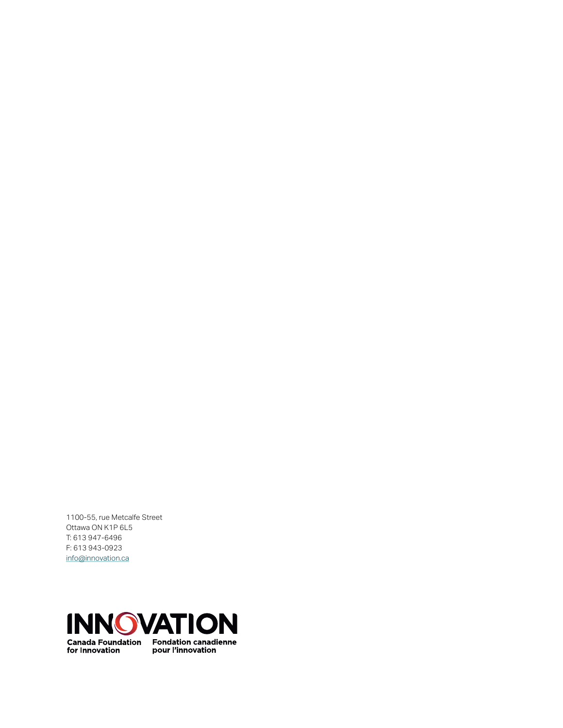1100-55, rue Metcalfe Street
Ottawa ON K1P 6L5
T: 613 947-6496
F: 613 943-0923
info@innovation.ca

INNOVATION

Canada Foundation for Innovation

Fondation canadienne pour l'innovation